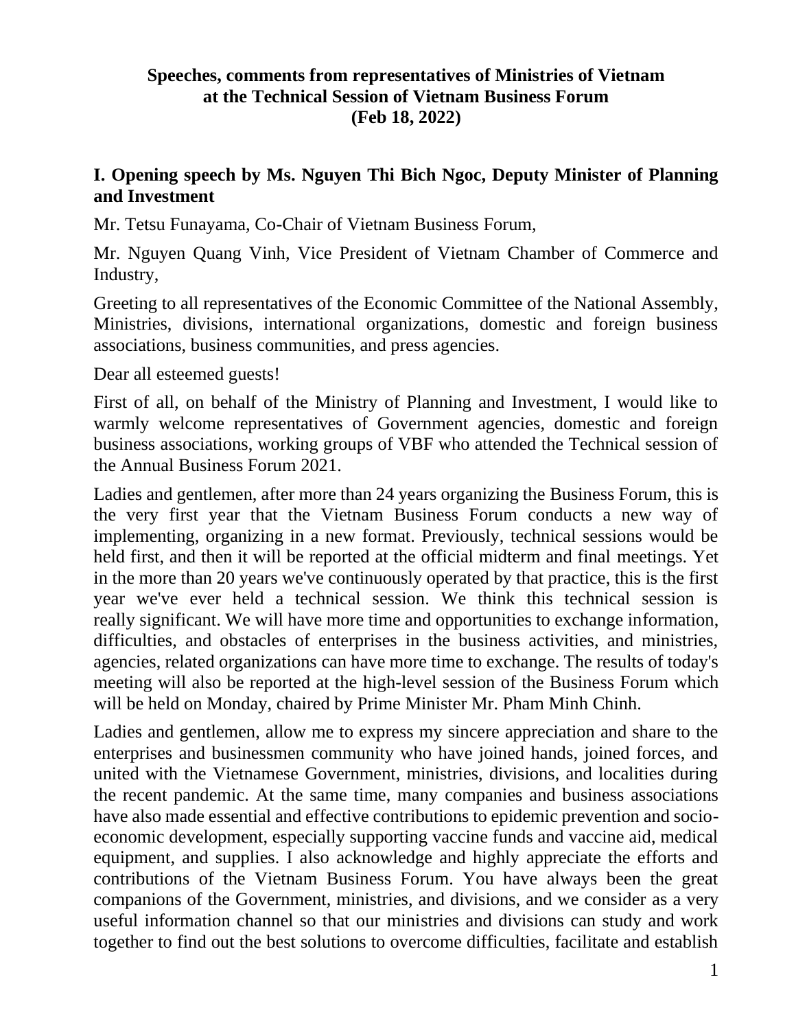# Speeches, comments from representatives of Ministries of Vietnam at the Technical Session of Vietnam Business Forum (Feb 18, 2022)

## I. Opening speech by Ms. Nguyen Thi Bich Ngoc, Deputy Minister of Planning and Investment

Mr. Tetsu Funayama, Co-Chair of Vietnam Business Forum,

Mr. Nguyen Quang Vinh, Vice President of Vietnam Chamber of Commerce and Industry,

Greeting to all representatives of the Economic Committee of the National Assembly, Ministries, divisions, international organizations, domestic and foreign business associations, business communities, and press agencies.

Dear all esteemed guests!

First of all, on behalf of the Ministry of Planning and Investment, I would like to warmly welcome representatives of Government agencies, domestic and foreign business associations, working groups of VBF who attended the Technical session of the Annual Business Forum 2021.

Ladies and gentlemen, after more than 24 years organizing the Business Forum, this is the very first year that the Vietnam Business Forum conducts a new way of implementing, organizing in a new format. Previously, technical sessions would be held first, and then it will be reported at the official midterm and final meetings. Yet in the more than 20 years we've continuously operated by that practice, this is the first year we've ever held a technical session. We think this technical session is really significant. We will have more time and opportunities to exchange information, difficulties, and obstacles of enterprises in the business activities, and ministries, agencies, related organizations can have more time to exchange. The results of today's meeting will also be reported at the high-level session of the Business Forum which will be held on Monday, chaired by Prime Minister Mr. Pham Minh Chinh.

Ladies and gentlemen, allow me to express my sincere appreciation and share to the enterprises and businessmen community who have joined hands, joined forces, and united with the Vietnamese Government, ministries, divisions, and localities during the recent pandemic. At the same time, many companies and business associations have also made essential and effective contributions to epidemic prevention and socio-economic development, especially supporting vaccine funds and vaccine aid, medical equipment, and supplies. I also acknowledge and highly appreciate the efforts and contributions of the Vietnam Business Forum. You have always been the great companions of the Government, ministries, and divisions, and we consider as a very useful information channel so that our ministries and divisions can study and work together to find out the best solutions to overcome difficulties, facilitate and establish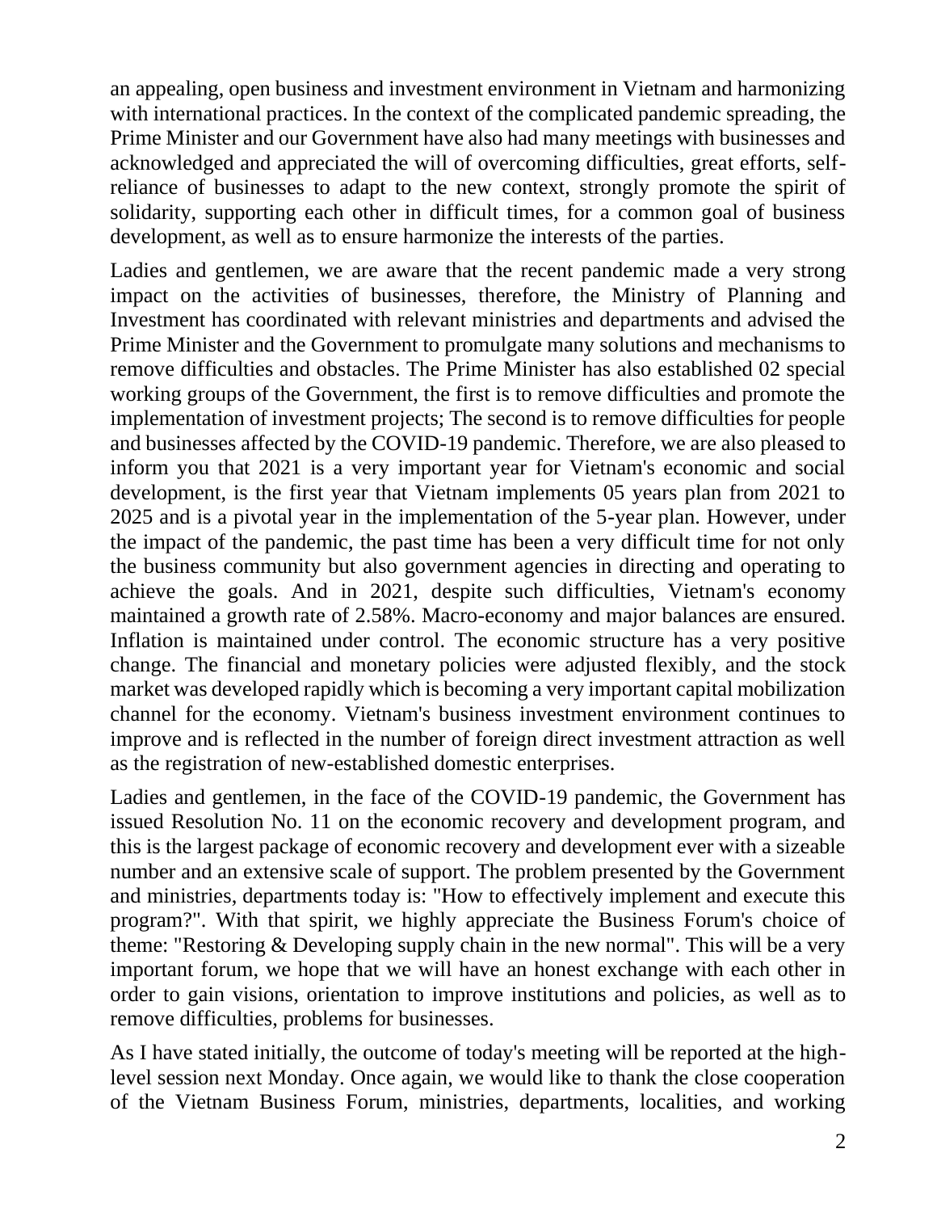an appealing, open business and investment environment in Vietnam and harmonizing with international practices. In the context of the complicated pandemic spreading, the Prime Minister and our Government have also had many meetings with businesses and acknowledged and appreciated the will of overcoming difficulties, great efforts, self-reliance of businesses to adapt to the new context, strongly promote the spirit of solidarity, supporting each other in difficult times, for a common goal of business development, as well as to ensure harmonize the interests of the parties.

Ladies and gentlemen, we are aware that the recent pandemic made a very strong impact on the activities of businesses, therefore, the Ministry of Planning and Investment has coordinated with relevant ministries and departments and advised the Prime Minister and the Government to promulgate many solutions and mechanisms to remove difficulties and obstacles. The Prime Minister has also established 02 special working groups of the Government, the first is to remove difficulties and promote the implementation of investment projects; The second is to remove difficulties for people and businesses affected by the COVID-19 pandemic. Therefore, we are also pleased to inform you that 2021 is a very important year for Vietnam's economic and social development, is the first year that Vietnam implements 05 years plan from 2021 to 2025 and is a pivotal year in the implementation of the 5-year plan. However, under the impact of the pandemic, the past time has been a very difficult time for not only the business community but also government agencies in directing and operating to achieve the goals. And in 2021, despite such difficulties, Vietnam's economy maintained a growth rate of 2.58%. Macro-economy and major balances are ensured. Inflation is maintained under control. The economic structure has a very positive change. The financial and monetary policies were adjusted flexibly, and the stock market was developed rapidly which is becoming a very important capital mobilization channel for the economy. Vietnam's business investment environment continues to improve and is reflected in the number of foreign direct investment attraction as well as the registration of new-established domestic enterprises.

Ladies and gentlemen, in the face of the COVID-19 pandemic, the Government has issued Resolution No. 11 on the economic recovery and development program, and this is the largest package of economic recovery and development ever with a sizeable number and an extensive scale of support. The problem presented by the Government and ministries, departments today is: "How to effectively implement and execute this program?". With that spirit, we highly appreciate the Business Forum's choice of theme: "Restoring & Developing supply chain in the new normal". This will be a very important forum, we hope that we will have an honest exchange with each other in order to gain visions, orientation to improve institutions and policies, as well as to remove difficulties, problems for businesses.

As I have stated initially, the outcome of today's meeting will be reported at the high-level session next Monday. Once again, we would like to thank the close cooperation of the Vietnam Business Forum, ministries, departments, localities, and working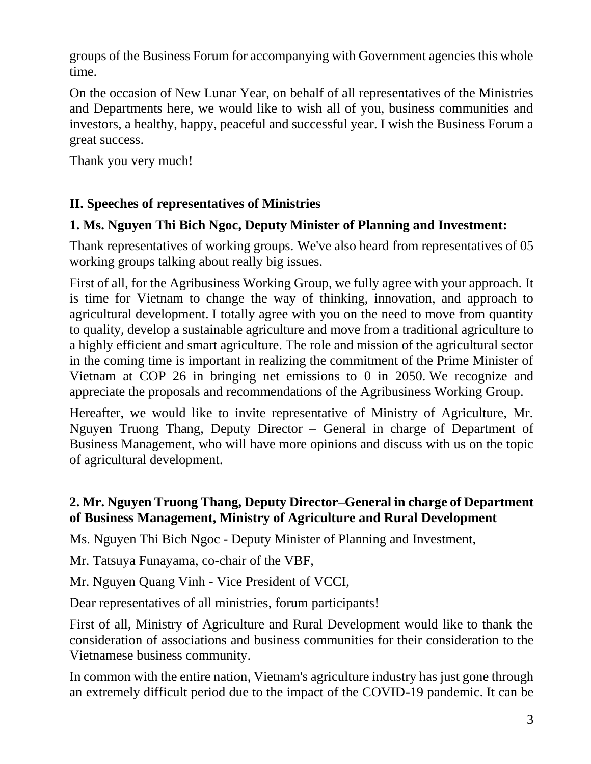groups of the Business Forum for accompanying with Government agencies this whole time.

On the occasion of New Lunar Year, on behalf of all representatives of the Ministries and Departments here, we would like to wish all of you, business communities and investors, a healthy, happy, peaceful and successful year. I wish the Business Forum a great success.

Thank you very much!

## II. Speeches of representatives of Ministries

### 1. Ms. Nguyen Thi Bich Ngoc, Deputy Minister of Planning and Investment:

Thank representatives of working groups. We've also heard from representatives of 05 working groups talking about really big issues.

First of all, for the Agribusiness Working Group, we fully agree with your approach. It is time for Vietnam to change the way of thinking, innovation, and approach to agricultural development. I totally agree with you on the need to move from quantity to quality, develop a sustainable agriculture and move from a traditional agriculture to a highly efficient and smart agriculture. The role and mission of the agricultural sector in the coming time is important in realizing the commitment of the Prime Minister of Vietnam at COP 26 in bringing net emissions to 0 in 2050. We recognize and appreciate the proposals and recommendations of the Agribusiness Working Group.

Hereafter, we would like to invite representative of Ministry of Agriculture, Mr. Nguyen Truong Thang, Deputy Director – General in charge of Department of Business Management, who will have more opinions and discuss with us on the topic of agricultural development.

### 2. Mr. Nguyen Truong Thang, Deputy Director–General in charge of Department of Business Management, Ministry of Agriculture and Rural Development

Ms. Nguyen Thi Bich Ngoc - Deputy Minister of Planning and Investment,

Mr. Tatsuya Funayama, co-chair of the VBF,

Mr. Nguyen Quang Vinh - Vice President of VCCI,

Dear representatives of all ministries, forum participants!

First of all, Ministry of Agriculture and Rural Development would like to thank the consideration of associations and business communities for their consideration to the Vietnamese business community.

In common with the entire nation, Vietnam's agriculture industry has just gone through an extremely difficult period due to the impact of the COVID-19 pandemic. It can be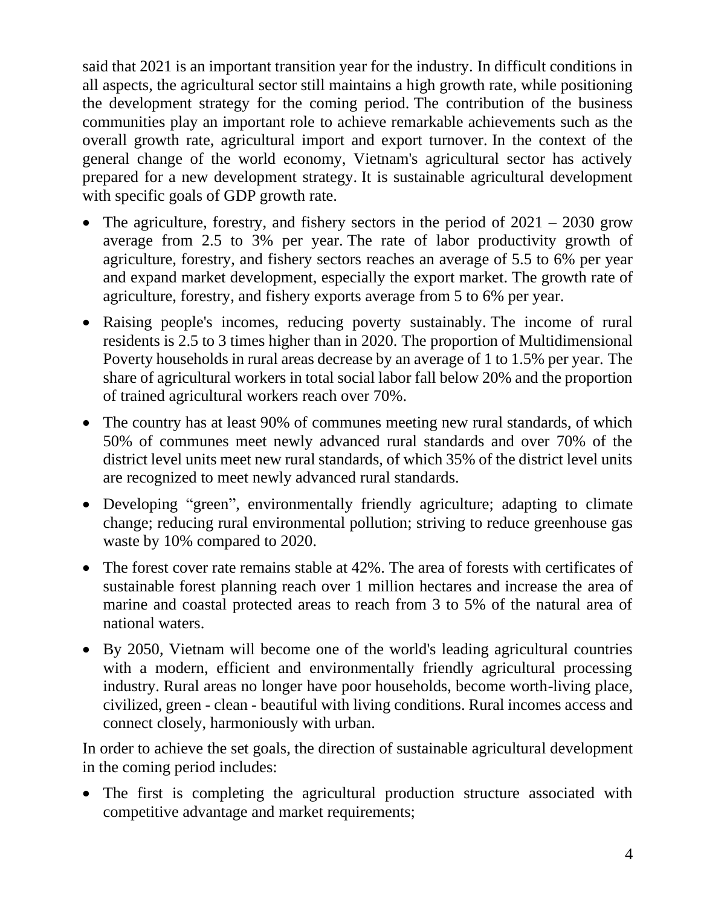said that 2021 is an important transition year for the industry. In difficult conditions in all aspects, the agricultural sector still maintains a high growth rate, while positioning the development strategy for the coming period. The contribution of the business communities play an important role to achieve remarkable achievements such as the overall growth rate, agricultural import and export turnover. In the context of the general change of the world economy, Vietnam's agricultural sector has actively prepared for a new development strategy. It is sustainable agricultural development with specific goals of GDP growth rate.

- The agriculture, forestry, and fishery sectors in the period of 2021 – 2030 grow average from 2.5 to 3% per year. The rate of labor productivity growth of agriculture, forestry, and fishery sectors reaches an average of 5.5 to 6% per year and expand market development, especially the export market. The growth rate of agriculture, forestry, and fishery exports average from 5 to 6% per year.
- Raising people's incomes, reducing poverty sustainably. The income of rural residents is 2.5 to 3 times higher than in 2020. The proportion of Multidimensional Poverty households in rural areas decrease by an average of 1 to 1.5% per year. The share of agricultural workers in total social labor fall below 20% and the proportion of trained agricultural workers reach over 70%.
- The country has at least 90% of communes meeting new rural standards, of which 50% of communes meet newly advanced rural standards and over 70% of the district level units meet new rural standards, of which 35% of the district level units are recognized to meet newly advanced rural standards.
- Developing "green", environmentally friendly agriculture; adapting to climate change; reducing rural environmental pollution; striving to reduce greenhouse gas waste by 10% compared to 2020.
- The forest cover rate remains stable at 42%. The area of forests with certificates of sustainable forest planning reach over 1 million hectares and increase the area of marine and coastal protected areas to reach from 3 to 5% of the natural area of national waters.
- By 2050, Vietnam will become one of the world's leading agricultural countries with a modern, efficient and environmentally friendly agricultural processing industry. Rural areas no longer have poor households, become worth-living place, civilized, green - clean - beautiful with living conditions. Rural incomes access and connect closely, harmoniously with urban.

In order to achieve the set goals, the direction of sustainable agricultural development in the coming period includes:

- The first is completing the agricultural production structure associated with competitive advantage and market requirements;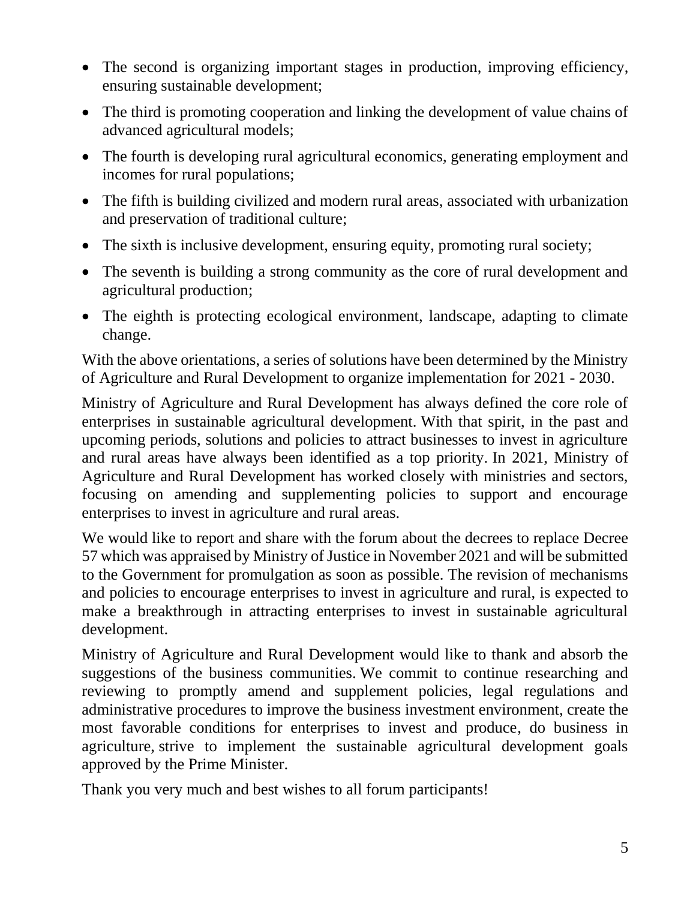- The second is organizing important stages in production, improving efficiency, ensuring sustainable development;
- The third is promoting cooperation and linking the development of value chains of advanced agricultural models;
- The fourth is developing rural agricultural economics, generating employment and incomes for rural populations;
- The fifth is building civilized and modern rural areas, associated with urbanization and preservation of traditional culture;
- The sixth is inclusive development, ensuring equity, promoting rural society;
- The seventh is building a strong community as the core of rural development and agricultural production;
- The eighth is protecting ecological environment, landscape, adapting to climate change.

With the above orientations, a series of solutions have been determined by the Ministry of Agriculture and Rural Development to organize implementation for 2021 - 2030.

Ministry of Agriculture and Rural Development has always defined the core role of enterprises in sustainable agricultural development. With that spirit, in the past and upcoming periods, solutions and policies to attract businesses to invest in agriculture and rural areas have always been identified as a top priority. In 2021, Ministry of Agriculture and Rural Development has worked closely with ministries and sectors, focusing on amending and supplementing policies to support and encourage enterprises to invest in agriculture and rural areas.

We would like to report and share with the forum about the decrees to replace Decree 57 which was appraised by Ministry of Justice in November 2021 and will be submitted to the Government for promulgation as soon as possible. The revision of mechanisms and policies to encourage enterprises to invest in agriculture and rural, is expected to make a breakthrough in attracting enterprises to invest in sustainable agricultural development.

Ministry of Agriculture and Rural Development would like to thank and absorb the suggestions of the business communities. We commit to continue researching and reviewing to promptly amend and supplement policies, legal regulations and administrative procedures to improve the business investment environment, create the most favorable conditions for enterprises to invest and produce, do business in agriculture, strive to implement the sustainable agricultural development goals approved by the Prime Minister.

Thank you very much and best wishes to all forum participants!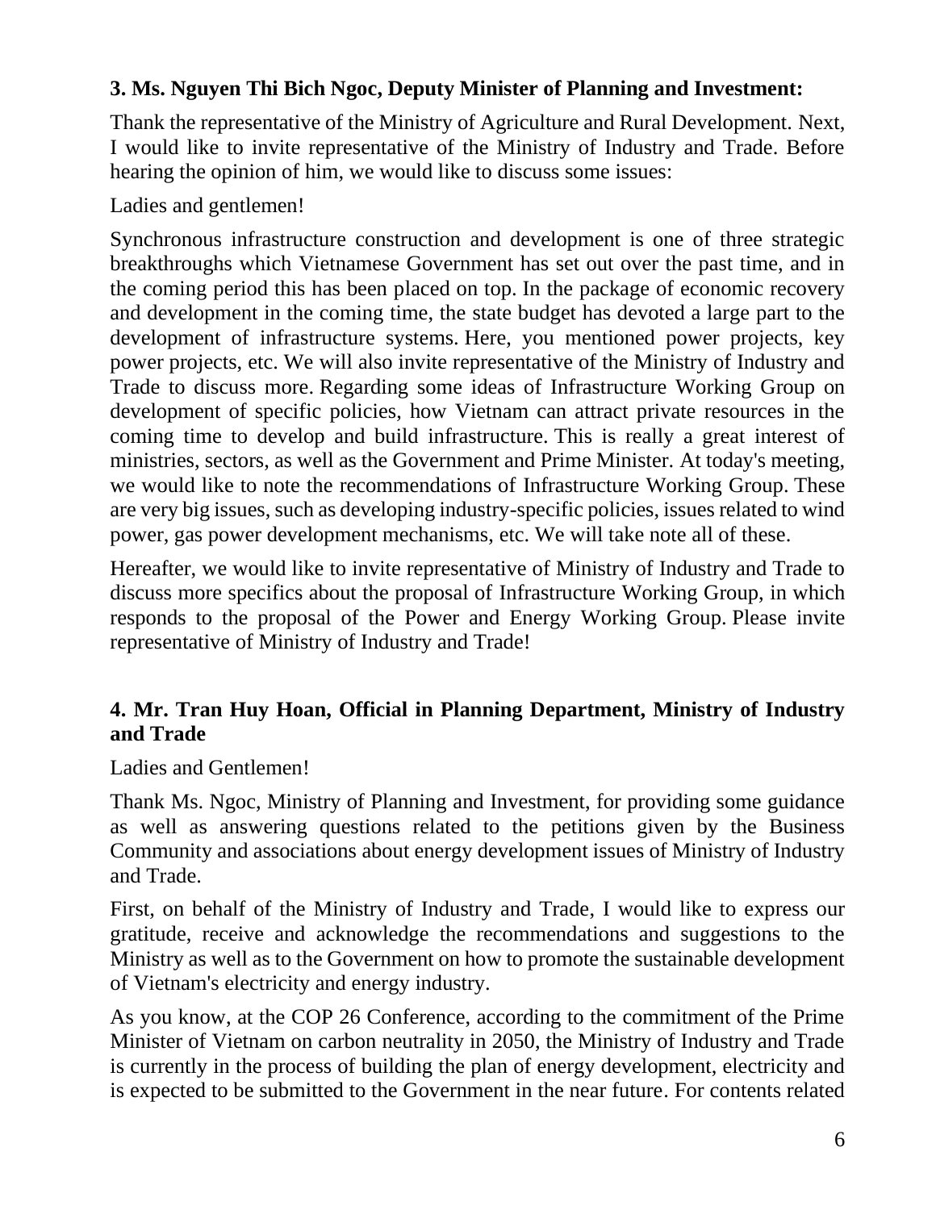### 3. Ms. Nguyen Thi Bich Ngoc, Deputy Minister of Planning and Investment:

Thank the representative of the Ministry of Agriculture and Rural Development. Next, I would like to invite representative of the Ministry of Industry and Trade. Before hearing the opinion of him, we would like to discuss some issues:

Ladies and gentlemen!

Synchronous infrastructure construction and development is one of three strategic breakthroughs which Vietnamese Government has set out over the past time, and in the coming period this has been placed on top. In the package of economic recovery and development in the coming time, the state budget has devoted a large part to the development of infrastructure systems. Here, you mentioned power projects, key power projects, etc. We will also invite representative of the Ministry of Industry and Trade to discuss more. Regarding some ideas of Infrastructure Working Group on development of specific policies, how Vietnam can attract private resources in the coming time to develop and build infrastructure. This is really a great interest of ministries, sectors, as well as the Government and Prime Minister. At today's meeting, we would like to note the recommendations of Infrastructure Working Group. These are very big issues, such as developing industry-specific policies, issues related to wind power, gas power development mechanisms, etc. We will take note all of these.

Hereafter, we would like to invite representative of Ministry of Industry and Trade to discuss more specifics about the proposal of Infrastructure Working Group, in which responds to the proposal of the Power and Energy Working Group. Please invite representative of Ministry of Industry and Trade!

### 4. Mr. Tran Huy Hoan, Official in Planning Department, Ministry of Industry and Trade

Ladies and Gentlemen!

Thank Ms. Ngoc, Ministry of Planning and Investment, for providing some guidance as well as answering questions related to the petitions given by the Business Community and associations about energy development issues of Ministry of Industry and Trade.

First, on behalf of the Ministry of Industry and Trade, I would like to express our gratitude, receive and acknowledge the recommendations and suggestions to the Ministry as well as to the Government on how to promote the sustainable development of Vietnam's electricity and energy industry.

As you know, at the COP 26 Conference, according to the commitment of the Prime Minister of Vietnam on carbon neutrality in 2050, the Ministry of Industry and Trade is currently in the process of building the plan of energy development, electricity and is expected to be submitted to the Government in the near future. For contents related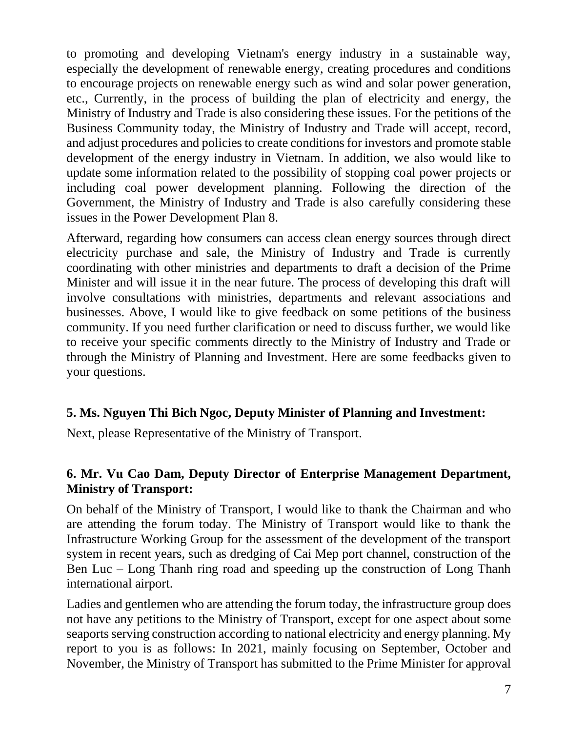to promoting and developing Vietnam's energy industry in a sustainable way, especially the development of renewable energy, creating procedures and conditions to encourage projects on renewable energy such as wind and solar power generation, etc., Currently, in the process of building the plan of electricity and energy, the Ministry of Industry and Trade is also considering these issues. For the petitions of the Business Community today, the Ministry of Industry and Trade will accept, record, and adjust procedures and policies to create conditions for investors and promote stable development of the energy industry in Vietnam. In addition, we also would like to update some information related to the possibility of stopping coal power projects or including coal power development planning. Following the direction of the Government, the Ministry of Industry and Trade is also carefully considering these issues in the Power Development Plan 8.

Afterward, regarding how consumers can access clean energy sources through direct electricity purchase and sale, the Ministry of Industry and Trade is currently coordinating with other ministries and departments to draft a decision of the Prime Minister and will issue it in the near future. The process of developing this draft will involve consultations with ministries, departments and relevant associations and businesses. Above, I would like to give feedback on some petitions of the business community. If you need further clarification or need to discuss further, we would like to receive your specific comments directly to the Ministry of Industry and Trade or through the Ministry of Planning and Investment. Here are some feedbacks given to your questions.

**5. Ms. Nguyen Thi Bich Ngoc, Deputy Minister of Planning and Investment:**

Next, please Representative of the Ministry of Transport.

**6. Mr. Vu Cao Dam, Deputy Director of Enterprise Management Department, Ministry of Transport:**

On behalf of the Ministry of Transport, I would like to thank the Chairman and who are attending the forum today. The Ministry of Transport would like to thank the Infrastructure Working Group for the assessment of the development of the transport system in recent years, such as dredging of Cai Mep port channel, construction of the Ben Luc – Long Thanh ring road and speeding up the construction of Long Thanh international airport.

Ladies and gentlemen who are attending the forum today, the infrastructure group does not have any petitions to the Ministry of Transport, except for one aspect about some seaports serving construction according to national electricity and energy planning. My report to you is as follows: In 2021, mainly focusing on September, October and November, the Ministry of Transport has submitted to the Prime Minister for approval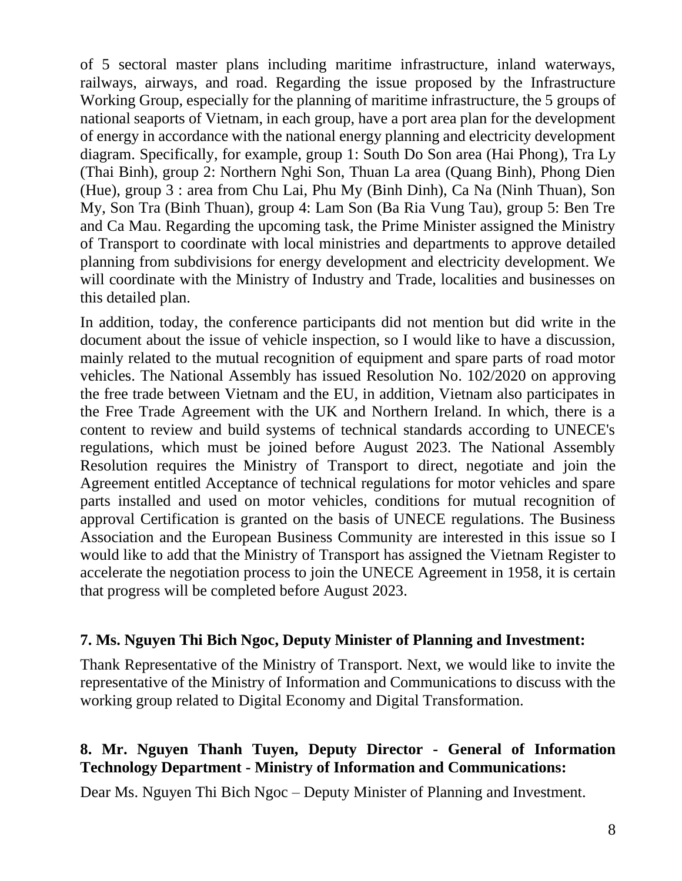of 5 sectoral master plans including maritime infrastructure, inland waterways, railways, airways, and road. Regarding the issue proposed by the Infrastructure Working Group, especially for the planning of maritime infrastructure, the 5 groups of national seaports of Vietnam, in each group, have a port area plan for the development of energy in accordance with the national energy planning and electricity development diagram. Specifically, for example, group 1: South Do Son area (Hai Phong), Tra Ly (Thai Binh), group 2: Northern Nghi Son, Thuan La area (Quang Binh), Phong Dien (Hue), group 3 : area from Chu Lai, Phu My (Binh Dinh), Ca Na (Ninh Thuan), Son My, Son Tra (Binh Thuan), group 4: Lam Son (Ba Ria Vung Tau), group 5: Ben Tre and Ca Mau. Regarding the upcoming task, the Prime Minister assigned the Ministry of Transport to coordinate with local ministries and departments to approve detailed planning from subdivisions for energy development and electricity development. We will coordinate with the Ministry of Industry and Trade, localities and businesses on this detailed plan.

In addition, today, the conference participants did not mention but did write in the document about the issue of vehicle inspection, so I would like to have a discussion, mainly related to the mutual recognition of equipment and spare parts of road motor vehicles. The National Assembly has issued Resolution No. 102/2020 on approving the free trade between Vietnam and the EU, in addition, Vietnam also participates in the Free Trade Agreement with the UK and Northern Ireland. In which, there is a content to review and build systems of technical standards according to UNECE's regulations, which must be joined before August 2023. The National Assembly Resolution requires the Ministry of Transport to direct, negotiate and join the Agreement entitled Acceptance of technical regulations for motor vehicles and spare parts installed and used on motor vehicles, conditions for mutual recognition of approval Certification is granted on the basis of UNECE regulations. The Business Association and the European Business Community are interested in this issue so I would like to add that the Ministry of Transport has assigned the Vietnam Register to accelerate the negotiation process to join the UNECE Agreement in 1958, it is certain that progress will be completed before August 2023.

**7. Ms. Nguyen Thi Bich Ngoc, Deputy Minister of Planning and Investment:**

Thank Representative of the Ministry of Transport. Next, we would like to invite the representative of the Ministry of Information and Communications to discuss with the working group related to Digital Economy and Digital Transformation.

**8. Mr. Nguyen Thanh Tuyen, Deputy Director - General of Information Technology Department - Ministry of Information and Communications:**

Dear Ms. Nguyen Thi Bich Ngoc – Deputy Minister of Planning and Investment.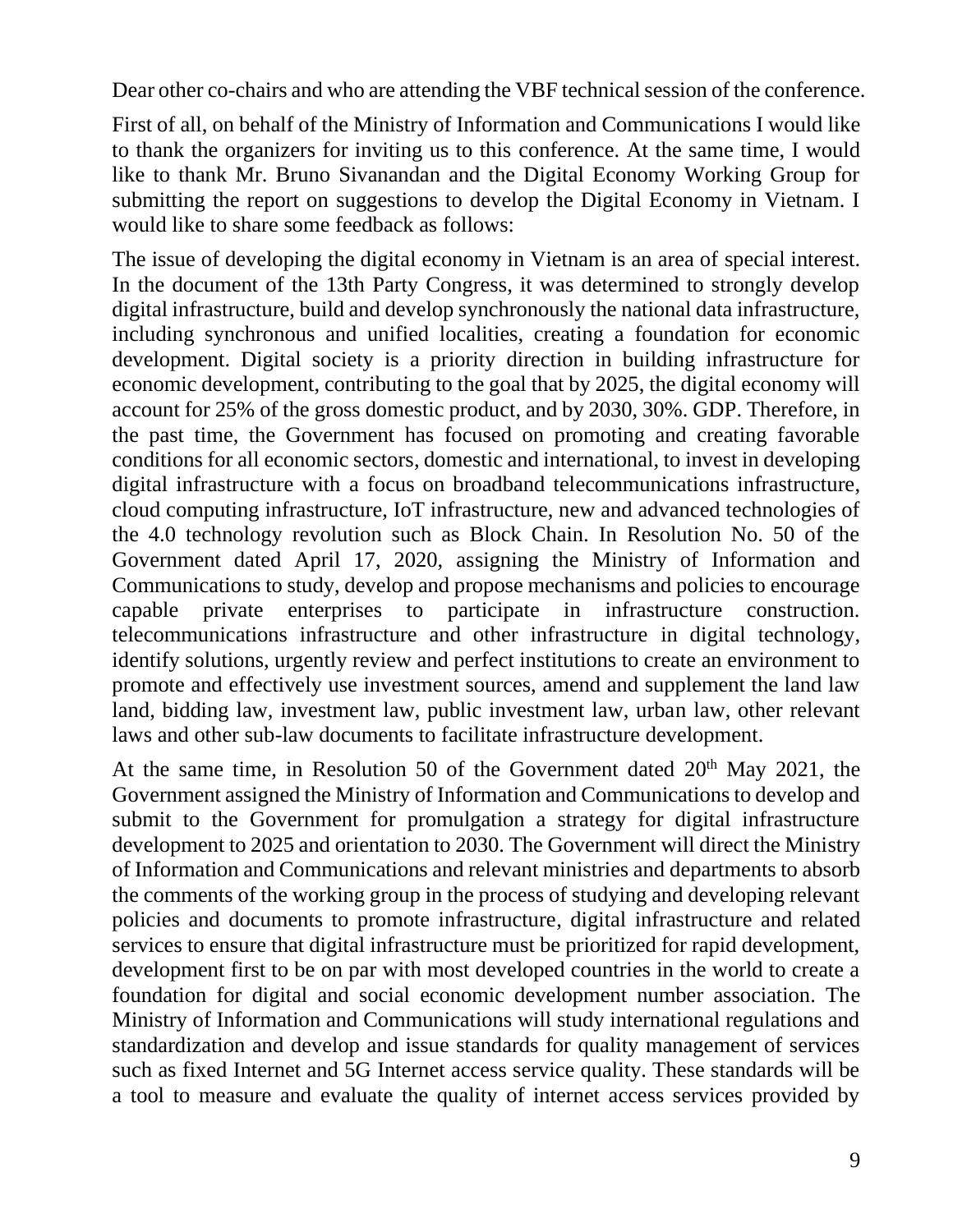Dear other co-chairs and who are attending the VBF technical session of the conference.

First of all, on behalf of the Ministry of Information and Communications I would like to thank the organizers for inviting us to this conference. At the same time, I would like to thank Mr. Bruno Sivanandan and the Digital Economy Working Group for submitting the report on suggestions to develop the Digital Economy in Vietnam. I would like to share some feedback as follows:

The issue of developing the digital economy in Vietnam is an area of special interest. In the document of the 13th Party Congress, it was determined to strongly develop digital infrastructure, build and develop synchronously the national data infrastructure, including synchronous and unified localities, creating a foundation for economic development. Digital society is a priority direction in building infrastructure for economic development, contributing to the goal that by 2025, the digital economy will account for 25% of the gross domestic product, and by 2030, 30%. GDP. Therefore, in the past time, the Government has focused on promoting and creating favorable conditions for all economic sectors, domestic and international, to invest in developing digital infrastructure with a focus on broadband telecommunications infrastructure, cloud computing infrastructure, IoT infrastructure, new and advanced technologies of the 4.0 technology revolution such as Block Chain. In Resolution No. 50 of the Government dated April 17, 2020, assigning the Ministry of Information and Communications to study, develop and propose mechanisms and policies to encourage capable private enterprises to participate in infrastructure construction. telecommunications infrastructure and other infrastructure in digital technology, identify solutions, urgently review and perfect institutions to create an environment to promote and effectively use investment sources, amend and supplement the land law land, bidding law, investment law, public investment law, urban law, other relevant laws and other sub-law documents to facilitate infrastructure development.

At the same time, in Resolution 50 of the Government dated 20th May 2021, the Government assigned the Ministry of Information and Communications to develop and submit to the Government for promulgation a strategy for digital infrastructure development to 2025 and orientation to 2030. The Government will direct the Ministry of Information and Communications and relevant ministries and departments to absorb the comments of the working group in the process of studying and developing relevant policies and documents to promote infrastructure, digital infrastructure and related services to ensure that digital infrastructure must be prioritized for rapid development, development first to be on par with most developed countries in the world to create a foundation for digital and social economic development number association. The Ministry of Information and Communications will study international regulations and standardization and develop and issue standards for quality management of services such as fixed Internet and 5G Internet access service quality. These standards will be a tool to measure and evaluate the quality of internet access services provided by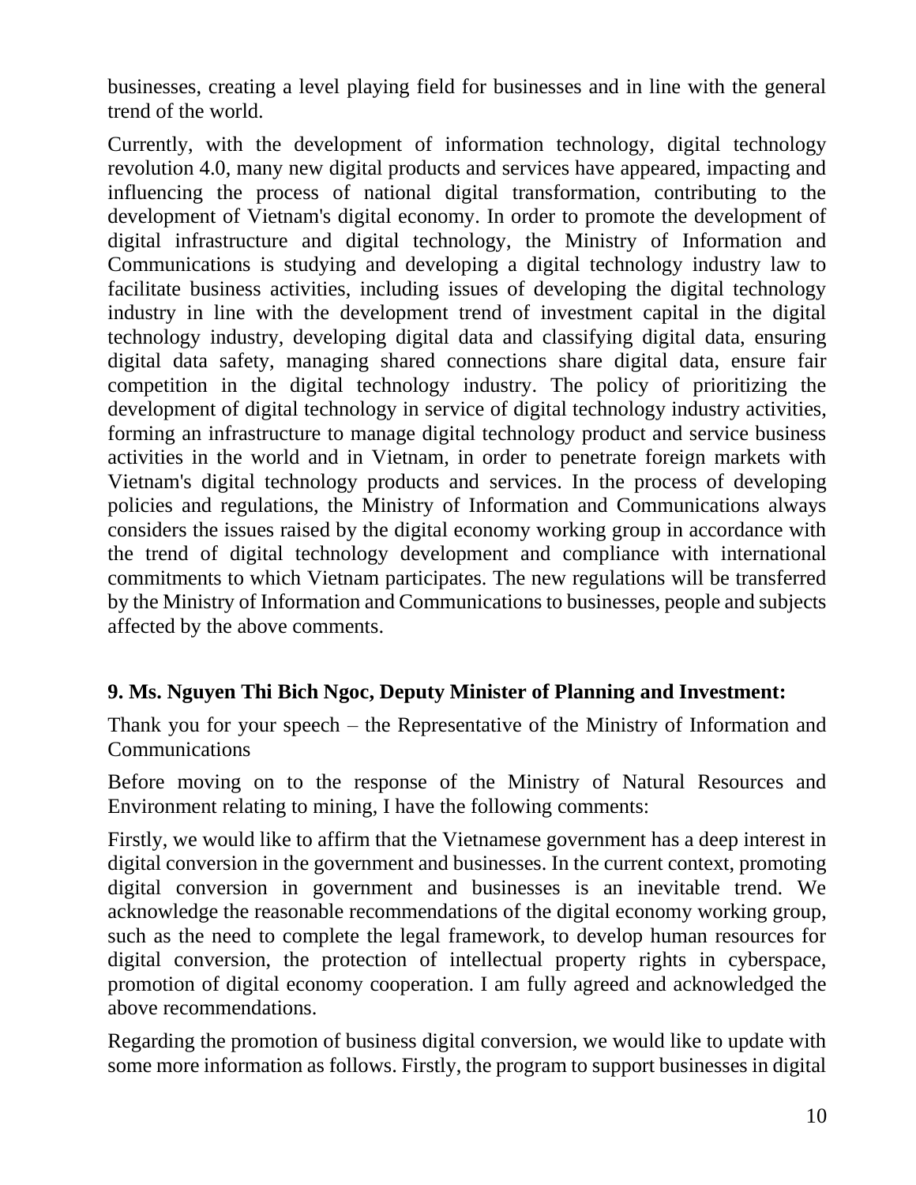businesses, creating a level playing field for businesses and in line with the general trend of the world.

Currently, with the development of information technology, digital technology revolution 4.0, many new digital products and services have appeared, impacting and influencing the process of national digital transformation, contributing to the development of Vietnam's digital economy. In order to promote the development of digital infrastructure and digital technology, the Ministry of Information and Communications is studying and developing a digital technology industry law to facilitate business activities, including issues of developing the digital technology industry in line with the development trend of investment capital in the digital technology industry, developing digital data and classifying digital data, ensuring digital data safety, managing shared connections share digital data, ensure fair competition in the digital technology industry. The policy of prioritizing the development of digital technology in service of digital technology industry activities, forming an infrastructure to manage digital technology product and service business activities in the world and in Vietnam, in order to penetrate foreign markets with Vietnam's digital technology products and services. In the process of developing policies and regulations, the Ministry of Information and Communications always considers the issues raised by the digital economy working group in accordance with the trend of digital technology development and compliance with international commitments to which Vietnam participates. The new regulations will be transferred by the Ministry of Information and Communications to businesses, people and subjects affected by the above comments.

**9. Ms. Nguyen Thi Bich Ngoc, Deputy Minister of Planning and Investment:**

Thank you for your speech – the Representative of the Ministry of Information and Communications

Before moving on to the response of the Ministry of Natural Resources and Environment relating to mining, I have the following comments:

Firstly, we would like to affirm that the Vietnamese government has a deep interest in digital conversion in the government and businesses. In the current context, promoting digital conversion in government and businesses is an inevitable trend. We acknowledge the reasonable recommendations of the digital economy working group, such as the need to complete the legal framework, to develop human resources for digital conversion, the protection of intellectual property rights in cyberspace, promotion of digital economy cooperation. I am fully agreed and acknowledged the above recommendations.

Regarding the promotion of business digital conversion, we would like to update with some more information as follows. Firstly, the program to support businesses in digital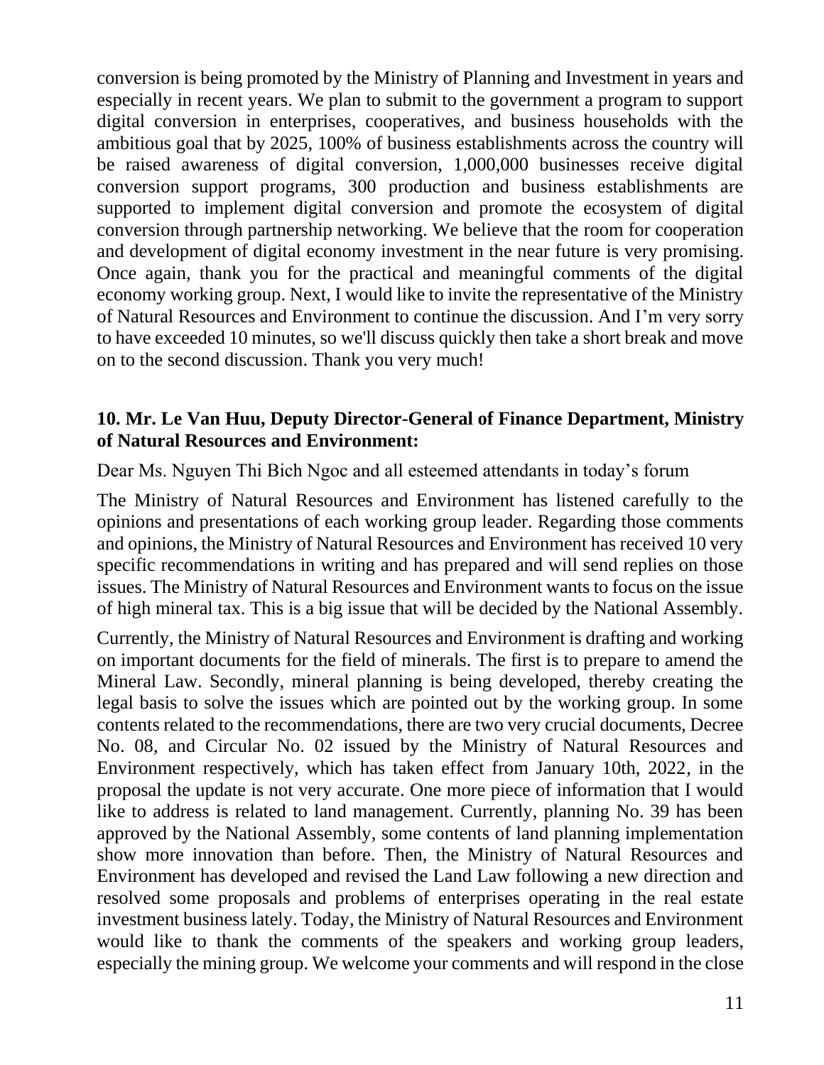conversion is being promoted by the Ministry of Planning and Investment in years and especially in recent years. We plan to submit to the government a program to support digital conversion in enterprises, cooperatives, and business households with the ambitious goal that by 2025, 100% of business establishments across the country will be raised awareness of digital conversion, 1,000,000 businesses receive digital conversion support programs, 300 production and business establishments are supported to implement digital conversion and promote the ecosystem of digital conversion through partnership networking. We believe that the room for cooperation and development of digital economy investment in the near future is very promising. Once again, thank you for the practical and meaningful comments of the digital economy working group. Next, I would like to invite the representative of the Ministry of Natural Resources and Environment to continue the discussion. And I'm very sorry to have exceeded 10 minutes, so we'll discuss quickly then take a short break and move on to the second discussion. Thank you very much!

**10. Mr. Le Van Huu, Deputy Director-General of Finance Department, Ministry of Natural Resources and Environment:**

Dear Ms. Nguyen Thi Bich Ngoc and all esteemed attendants in today's forum

The Ministry of Natural Resources and Environment has listened carefully to the opinions and presentations of each working group leader. Regarding those comments and opinions, the Ministry of Natural Resources and Environment has received 10 very specific recommendations in writing and has prepared and will send replies on those issues. The Ministry of Natural Resources and Environment wants to focus on the issue of high mineral tax. This is a big issue that will be decided by the National Assembly.

Currently, the Ministry of Natural Resources and Environment is drafting and working on important documents for the field of minerals. The first is to prepare to amend the Mineral Law. Secondly, mineral planning is being developed, thereby creating the legal basis to solve the issues which are pointed out by the working group. In some contents related to the recommendations, there are two very crucial documents, Decree No. 08, and Circular No. 02 issued by the Ministry of Natural Resources and Environment respectively, which has taken effect from January 10th, 2022, in the proposal the update is not very accurate. One more piece of information that I would like to address is related to land management. Currently, planning No. 39 has been approved by the National Assembly, some contents of land planning implementation show more innovation than before. Then, the Ministry of Natural Resources and Environment has developed and revised the Land Law following a new direction and resolved some proposals and problems of enterprises operating in the real estate investment business lately. Today, the Ministry of Natural Resources and Environment would like to thank the comments of the speakers and working group leaders, especially the mining group. We welcome your comments and will respond in the close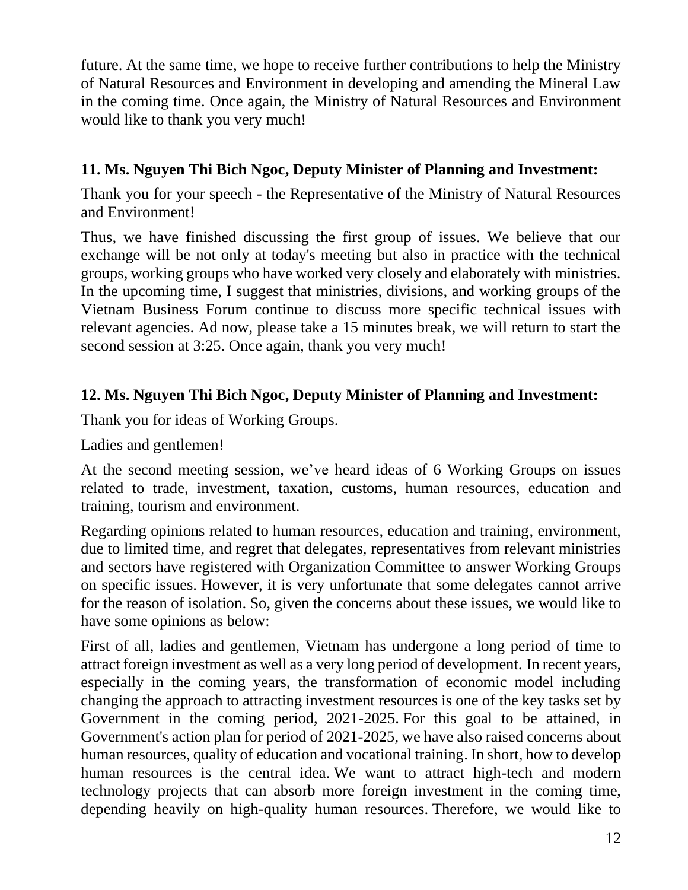future. At the same time, we hope to receive further contributions to help the Ministry of Natural Resources and Environment in developing and amending the Mineral Law in the coming time. Once again, the Ministry of Natural Resources and Environment would like to thank you very much!

### 11. Ms. Nguyen Thi Bich Ngoc, Deputy Minister of Planning and Investment:

Thank you for your speech - the Representative of the Ministry of Natural Resources and Environment!

Thus, we have finished discussing the first group of issues. We believe that our exchange will be not only at today's meeting but also in practice with the technical groups, working groups who have worked very closely and elaborately with ministries. In the upcoming time, I suggest that ministries, divisions, and working groups of the Vietnam Business Forum continue to discuss more specific technical issues with relevant agencies. Ad now, please take a 15 minutes break, we will return to start the second session at 3:25. Once again, thank you very much!

### 12. Ms. Nguyen Thi Bich Ngoc, Deputy Minister of Planning and Investment:

Thank you for ideas of Working Groups.

Ladies and gentlemen!

At the second meeting session, we've heard ideas of 6 Working Groups on issues related to trade, investment, taxation, customs, human resources, education and training, tourism and environment.

Regarding opinions related to human resources, education and training, environment, due to limited time, and regret that delegates, representatives from relevant ministries and sectors have registered with Organization Committee to answer Working Groups on specific issues. However, it is very unfortunate that some delegates cannot arrive for the reason of isolation. So, given the concerns about these issues, we would like to have some opinions as below:

First of all, ladies and gentlemen, Vietnam has undergone a long period of time to attract foreign investment as well as a very long period of development. In recent years, especially in the coming years, the transformation of economic model including changing the approach to attracting investment resources is one of the key tasks set by Government in the coming period, 2021-2025. For this goal to be attained, in Government's action plan for period of 2021-2025, we have also raised concerns about human resources, quality of education and vocational training. In short, how to develop human resources is the central idea. We want to attract high-tech and modern technology projects that can absorb more foreign investment in the coming time, depending heavily on high-quality human resources. Therefore, we would like to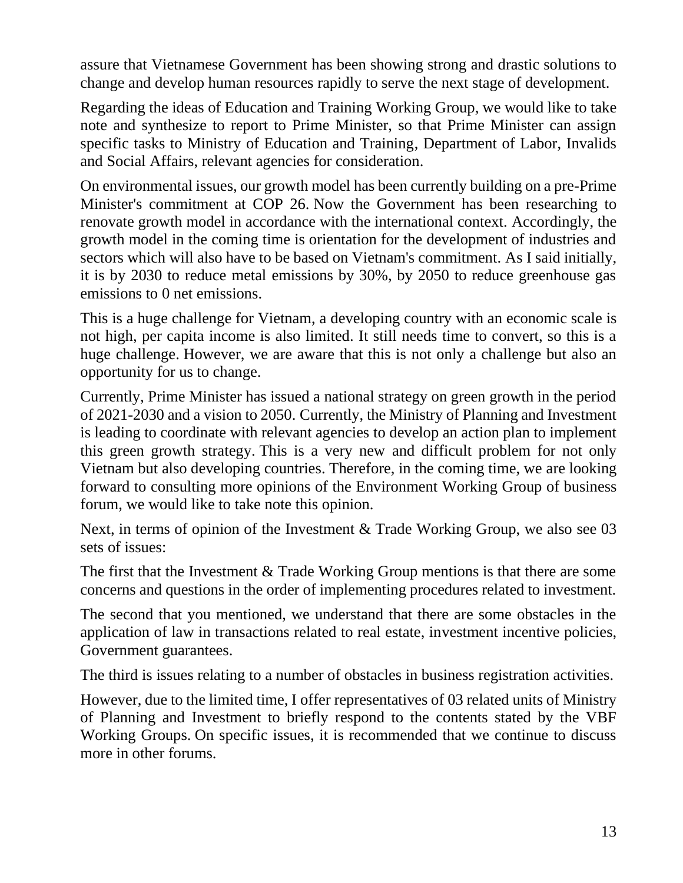assure that Vietnamese Government has been showing strong and drastic solutions to change and develop human resources rapidly to serve the next stage of development.

Regarding the ideas of Education and Training Working Group, we would like to take note and synthesize to report to Prime Minister, so that Prime Minister can assign specific tasks to Ministry of Education and Training, Department of Labor, Invalids and Social Affairs, relevant agencies for consideration.

On environmental issues, our growth model has been currently building on a pre-Prime Minister's commitment at COP 26. Now the Government has been researching to renovate growth model in accordance with the international context. Accordingly, the growth model in the coming time is orientation for the development of industries and sectors which will also have to be based on Vietnam's commitment. As I said initially, it is by 2030 to reduce metal emissions by 30%, by 2050 to reduce greenhouse gas emissions to 0 net emissions.

This is a huge challenge for Vietnam, a developing country with an economic scale is not high, per capita income is also limited. It still needs time to convert, so this is a huge challenge. However, we are aware that this is not only a challenge but also an opportunity for us to change.

Currently, Prime Minister has issued a national strategy on green growth in the period of 2021-2030 and a vision to 2050. Currently, the Ministry of Planning and Investment is leading to coordinate with relevant agencies to develop an action plan to implement this green growth strategy. This is a very new and difficult problem for not only Vietnam but also developing countries. Therefore, in the coming time, we are looking forward to consulting more opinions of the Environment Working Group of business forum, we would like to take note this opinion.

Next, in terms of opinion of the Investment & Trade Working Group, we also see 03 sets of issues:

The first that the Investment & Trade Working Group mentions is that there are some concerns and questions in the order of implementing procedures related to investment.

The second that you mentioned, we understand that there are some obstacles in the application of law in transactions related to real estate, investment incentive policies, Government guarantees.

The third is issues relating to a number of obstacles in business registration activities.

However, due to the limited time, I offer representatives of 03 related units of Ministry of Planning and Investment to briefly respond to the contents stated by the VBF Working Groups. On specific issues, it is recommended that we continue to discuss more in other forums.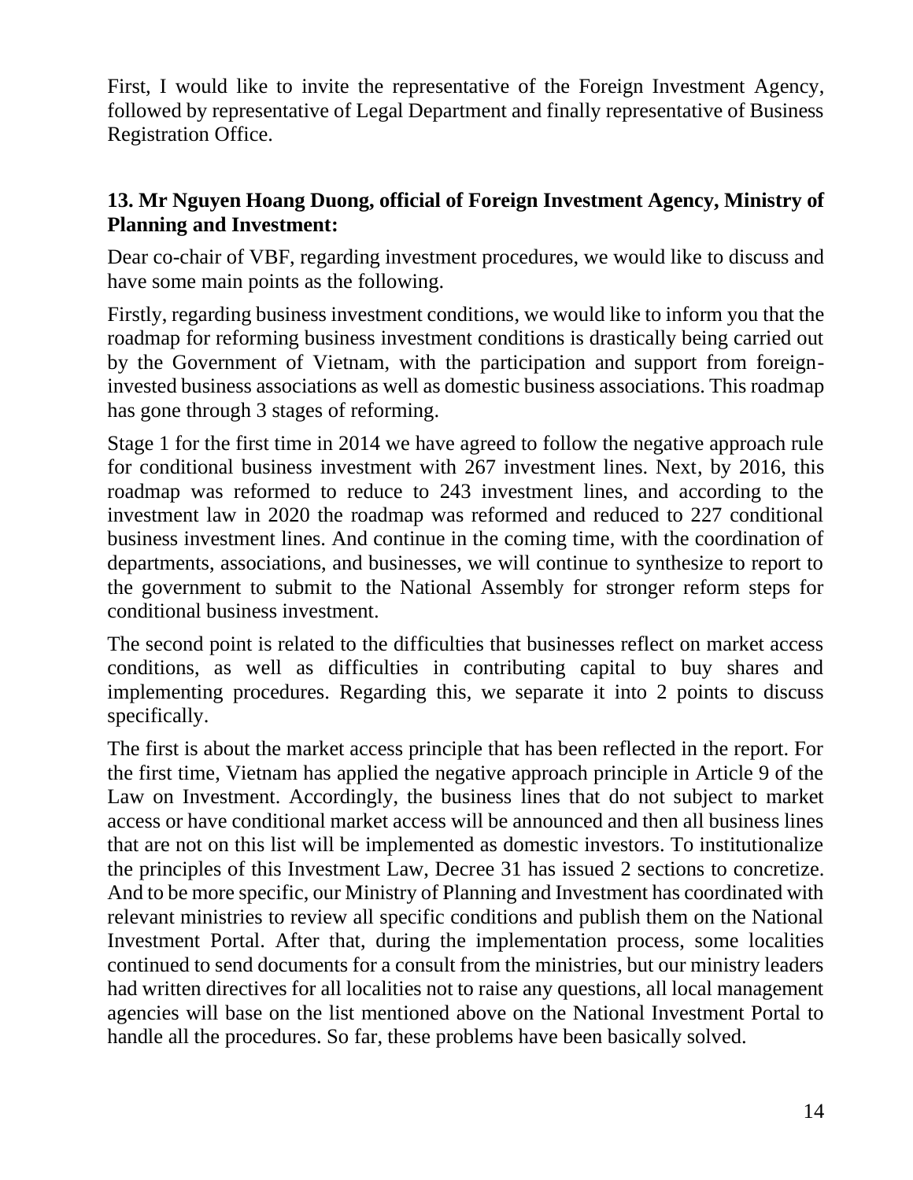First, I would like to invite the representative of the Foreign Investment Agency, followed by representative of Legal Department and finally representative of Business Registration Office.

**13. Mr Nguyen Hoang Duong, official of Foreign Investment Agency, Ministry of Planning and Investment:**

Dear co-chair of VBF, regarding investment procedures, we would like to discuss and have some main points as the following.

Firstly, regarding business investment conditions, we would like to inform you that the roadmap for reforming business investment conditions is drastically being carried out by the Government of Vietnam, with the participation and support from foreign-invested business associations as well as domestic business associations. This roadmap has gone through 3 stages of reforming.

Stage 1 for the first time in 2014 we have agreed to follow the negative approach rule for conditional business investment with 267 investment lines. Next, by 2016, this roadmap was reformed to reduce to 243 investment lines, and according to the investment law in 2020 the roadmap was reformed and reduced to 227 conditional business investment lines. And continue in the coming time, with the coordination of departments, associations, and businesses, we will continue to synthesize to report to the government to submit to the National Assembly for stronger reform steps for conditional business investment.

The second point is related to the difficulties that businesses reflect on market access conditions, as well as difficulties in contributing capital to buy shares and implementing procedures. Regarding this, we separate it into 2 points to discuss specifically.

The first is about the market access principle that has been reflected in the report. For the first time, Vietnam has applied the negative approach principle in Article 9 of the Law on Investment. Accordingly, the business lines that do not subject to market access or have conditional market access will be announced and then all business lines that are not on this list will be implemented as domestic investors. To institutionalize the principles of this Investment Law, Decree 31 has issued 2 sections to concretize. And to be more specific, our Ministry of Planning and Investment has coordinated with relevant ministries to review all specific conditions and publish them on the National Investment Portal. After that, during the implementation process, some localities continued to send documents for a consult from the ministries, but our ministry leaders had written directives for all localities not to raise any questions, all local management agencies will base on the list mentioned above on the National Investment Portal to handle all the procedures. So far, these problems have been basically solved.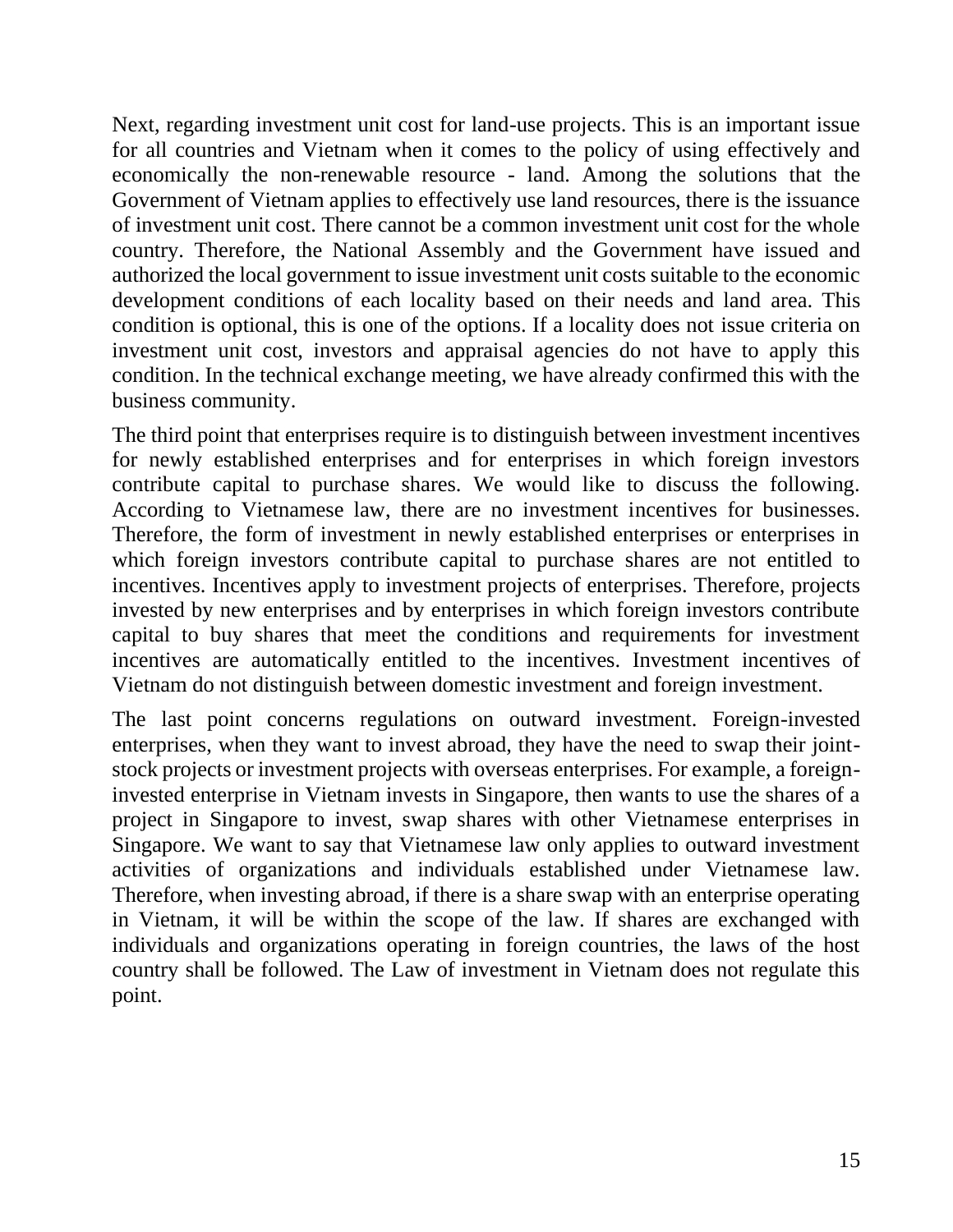Next, regarding investment unit cost for land-use projects. This is an important issue for all countries and Vietnam when it comes to the policy of using effectively and economically the non-renewable resource - land. Among the solutions that the Government of Vietnam applies to effectively use land resources, there is the issuance of investment unit cost. There cannot be a common investment unit cost for the whole country. Therefore, the National Assembly and the Government have issued and authorized the local government to issue investment unit costs suitable to the economic development conditions of each locality based on their needs and land area. This condition is optional, this is one of the options. If a locality does not issue criteria on investment unit cost, investors and appraisal agencies do not have to apply this condition. In the technical exchange meeting, we have already confirmed this with the business community.

The third point that enterprises require is to distinguish between investment incentives for newly established enterprises and for enterprises in which foreign investors contribute capital to purchase shares. We would like to discuss the following. According to Vietnamese law, there are no investment incentives for businesses. Therefore, the form of investment in newly established enterprises or enterprises in which foreign investors contribute capital to purchase shares are not entitled to incentives. Incentives apply to investment projects of enterprises. Therefore, projects invested by new enterprises and by enterprises in which foreign investors contribute capital to buy shares that meet the conditions and requirements for investment incentives are automatically entitled to the incentives. Investment incentives of Vietnam do not distinguish between domestic investment and foreign investment.

The last point concerns regulations on outward investment. Foreign-invested enterprises, when they want to invest abroad, they have the need to swap their joint-stock projects or investment projects with overseas enterprises. For example, a foreign-invested enterprise in Vietnam invests in Singapore, then wants to use the shares of a project in Singapore to invest, swap shares with other Vietnamese enterprises in Singapore. We want to say that Vietnamese law only applies to outward investment activities of organizations and individuals established under Vietnamese law. Therefore, when investing abroad, if there is a share swap with an enterprise operating in Vietnam, it will be within the scope of the law. If shares are exchanged with individuals and organizations operating in foreign countries, the laws of the host country shall be followed. The Law of investment in Vietnam does not regulate this point.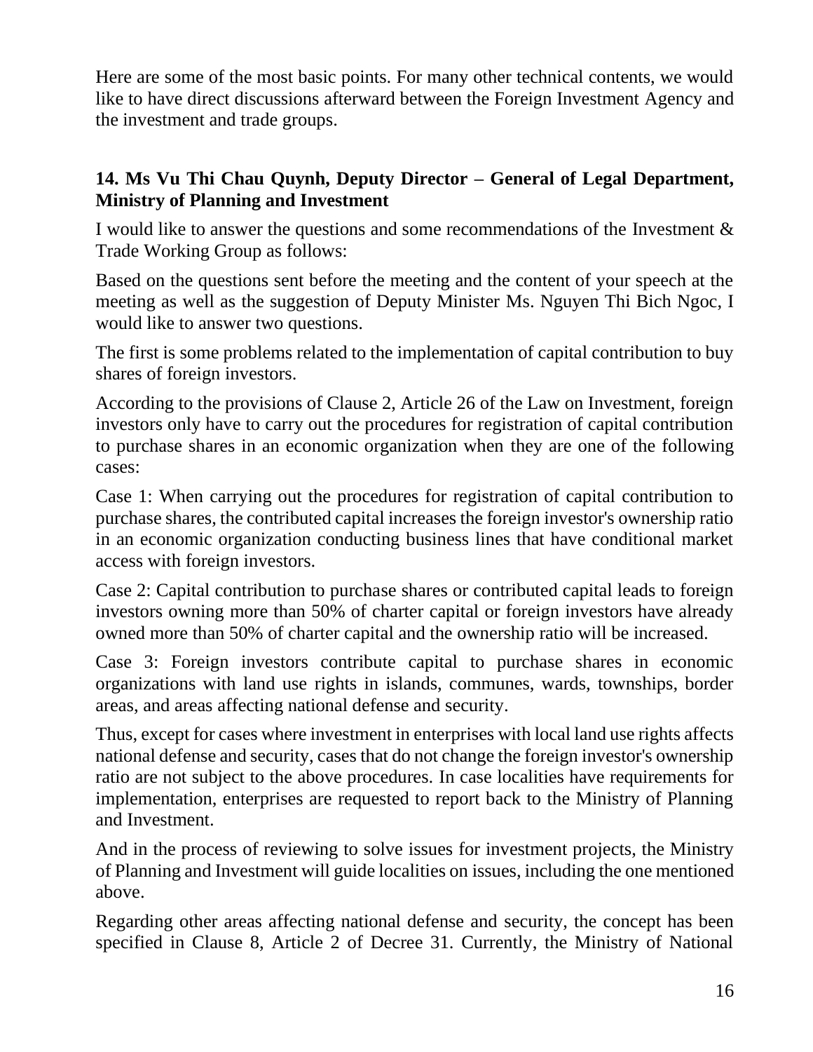Here are some of the most basic points. For many other technical contents, we would like to have direct discussions afterward between the Foreign Investment Agency and the investment and trade groups.

**14. Ms Vu Thi Chau Quynh, Deputy Director – General of Legal Department, Ministry of Planning and Investment**

I would like to answer the questions and some recommendations of the Investment & Trade Working Group as follows:

Based on the questions sent before the meeting and the content of your speech at the meeting as well as the suggestion of Deputy Minister Ms. Nguyen Thi Bich Ngoc, I would like to answer two questions.

The first is some problems related to the implementation of capital contribution to buy shares of foreign investors.

According to the provisions of Clause 2, Article 26 of the Law on Investment, foreign investors only have to carry out the procedures for registration of capital contribution to purchase shares in an economic organization when they are one of the following cases:

Case 1: When carrying out the procedures for registration of capital contribution to purchase shares, the contributed capital increases the foreign investor's ownership ratio in an economic organization conducting business lines that have conditional market access with foreign investors.

Case 2: Capital contribution to purchase shares or contributed capital leads to foreign investors owning more than 50% of charter capital or foreign investors have already owned more than 50% of charter capital and the ownership ratio will be increased.

Case 3: Foreign investors contribute capital to purchase shares in economic organizations with land use rights in islands, communes, wards, townships, border areas, and areas affecting national defense and security.

Thus, except for cases where investment in enterprises with local land use rights affects national defense and security, cases that do not change the foreign investor's ownership ratio are not subject to the above procedures. In case localities have requirements for implementation, enterprises are requested to report back to the Ministry of Planning and Investment.

And in the process of reviewing to solve issues for investment projects, the Ministry of Planning and Investment will guide localities on issues, including the one mentioned above.

Regarding other areas affecting national defense and security, the concept has been specified in Clause 8, Article 2 of Decree 31. Currently, the Ministry of National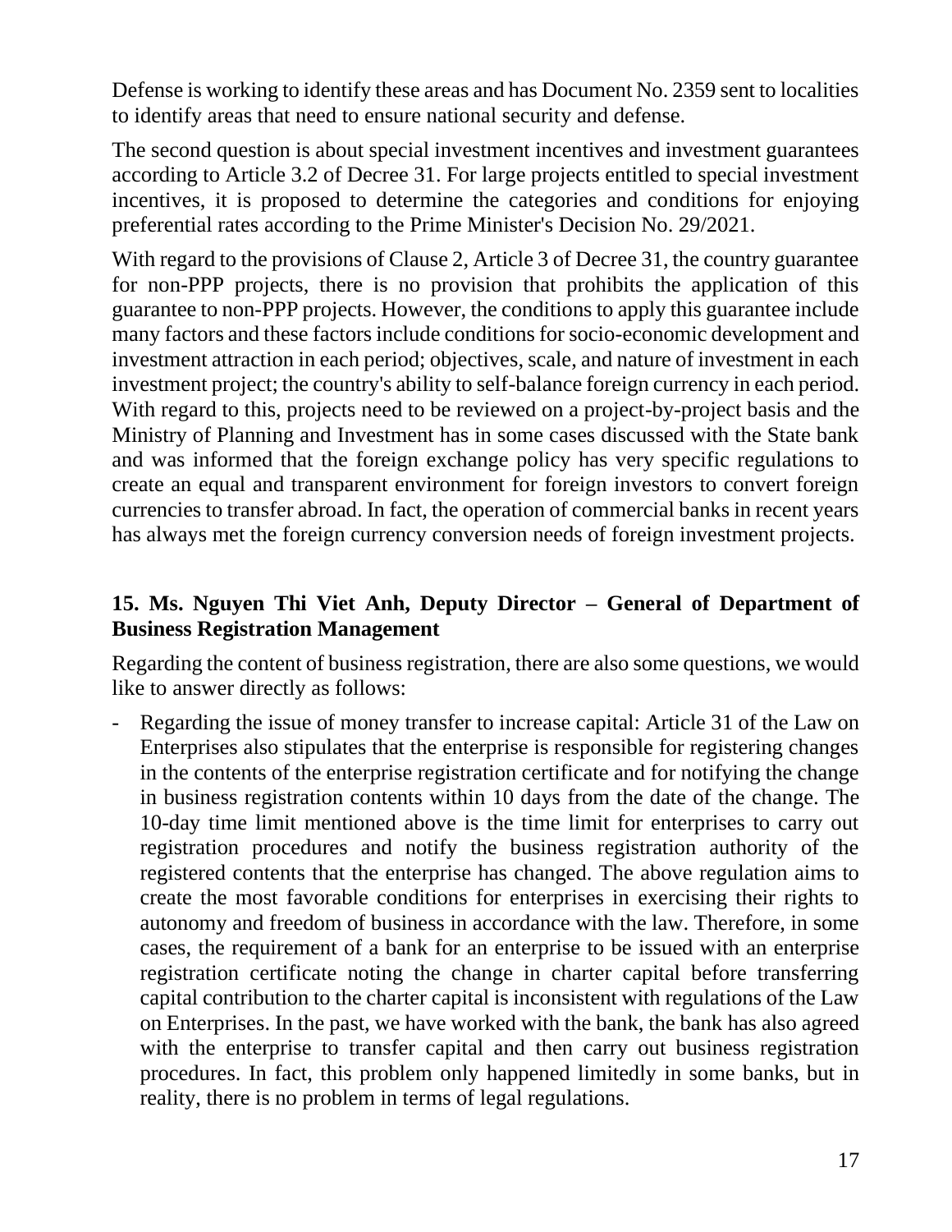Defense is working to identify these areas and has Document No. 2359 sent to localities to identify areas that need to ensure national security and defense.

The second question is about special investment incentives and investment guarantees according to Article 3.2 of Decree 31. For large projects entitled to special investment incentives, it is proposed to determine the categories and conditions for enjoying preferential rates according to the Prime Minister's Decision No. 29/2021.

With regard to the provisions of Clause 2, Article 3 of Decree 31, the country guarantee for non-PPP projects, there is no provision that prohibits the application of this guarantee to non-PPP projects. However, the conditions to apply this guarantee include many factors and these factors include conditions for socio-economic development and investment attraction in each period; objectives, scale, and nature of investment in each investment project; the country's ability to self-balance foreign currency in each period. With regard to this, projects need to be reviewed on a project-by-project basis and the Ministry of Planning and Investment has in some cases discussed with the State bank and was informed that the foreign exchange policy has very specific regulations to create an equal and transparent environment for foreign investors to convert foreign currencies to transfer abroad. In fact, the operation of commercial banks in recent years has always met the foreign currency conversion needs of foreign investment projects.

**15. Ms. Nguyen Thi Viet Anh, Deputy Director – General of Department of Business Registration Management**

Regarding the content of business registration, there are also some questions, we would like to answer directly as follows:

- Regarding the issue of money transfer to increase capital: Article 31 of the Law on Enterprises also stipulates that the enterprise is responsible for registering changes in the contents of the enterprise registration certificate and for notifying the change in business registration contents within 10 days from the date of the change. The 10-day time limit mentioned above is the time limit for enterprises to carry out registration procedures and notify the business registration authority of the registered contents that the enterprise has changed. The above regulation aims to create the most favorable conditions for enterprises in exercising their rights to autonomy and freedom of business in accordance with the law. Therefore, in some cases, the requirement of a bank for an enterprise to be issued with an enterprise registration certificate noting the change in charter capital before transferring capital contribution to the charter capital is inconsistent with regulations of the Law on Enterprises. In the past, we have worked with the bank, the bank has also agreed with the enterprise to transfer capital and then carry out business registration procedures. In fact, this problem only happened limitedly in some banks, but in reality, there is no problem in terms of legal regulations.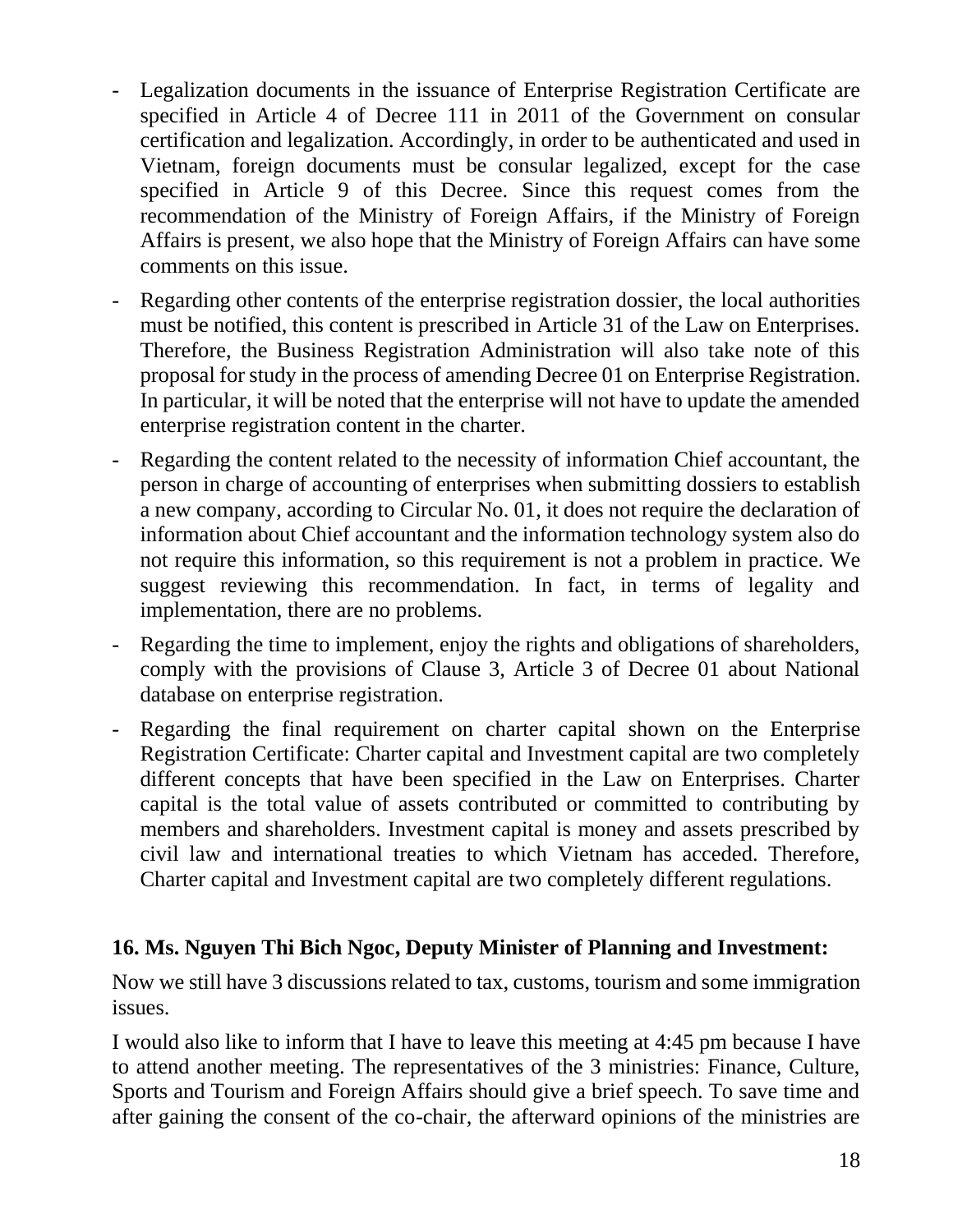- Legalization documents in the issuance of Enterprise Registration Certificate are specified in Article 4 of Decree 111 in 2011 of the Government on consular certification and legalization. Accordingly, in order to be authenticated and used in Vietnam, foreign documents must be consular legalized, except for the case specified in Article 9 of this Decree. Since this request comes from the recommendation of the Ministry of Foreign Affairs, if the Ministry of Foreign Affairs is present, we also hope that the Ministry of Foreign Affairs can have some comments on this issue.
- Regarding other contents of the enterprise registration dossier, the local authorities must be notified, this content is prescribed in Article 31 of the Law on Enterprises. Therefore, the Business Registration Administration will also take note of this proposal for study in the process of amending Decree 01 on Enterprise Registration. In particular, it will be noted that the enterprise will not have to update the amended enterprise registration content in the charter.
- Regarding the content related to the necessity of information Chief accountant, the person in charge of accounting of enterprises when submitting dossiers to establish a new company, according to Circular No. 01, it does not require the declaration of information about Chief accountant and the information technology system also do not require this information, so this requirement is not a problem in practice. We suggest reviewing this recommendation. In fact, in terms of legality and implementation, there are no problems.
- Regarding the time to implement, enjoy the rights and obligations of shareholders, comply with the provisions of Clause 3, Article 3 of Decree 01 about National database on enterprise registration.
- Regarding the final requirement on charter capital shown on the Enterprise Registration Certificate: Charter capital and Investment capital are two completely different concepts that have been specified in the Law on Enterprises. Charter capital is the total value of assets contributed or committed to contributing by members and shareholders. Investment capital is money and assets prescribed by civil law and international treaties to which Vietnam has acceded. Therefore, Charter capital and Investment capital are two completely different regulations.

**16. Ms. Nguyen Thi Bich Ngoc, Deputy Minister of Planning and Investment:**

Now we still have 3 discussions related to tax, customs, tourism and some immigration issues.

I would also like to inform that I have to leave this meeting at 4:45 pm because I have to attend another meeting. The representatives of the 3 ministries: Finance, Culture, Sports and Tourism and Foreign Affairs should give a brief speech. To save time and after gaining the consent of the co-chair, the afterward opinions of the ministries are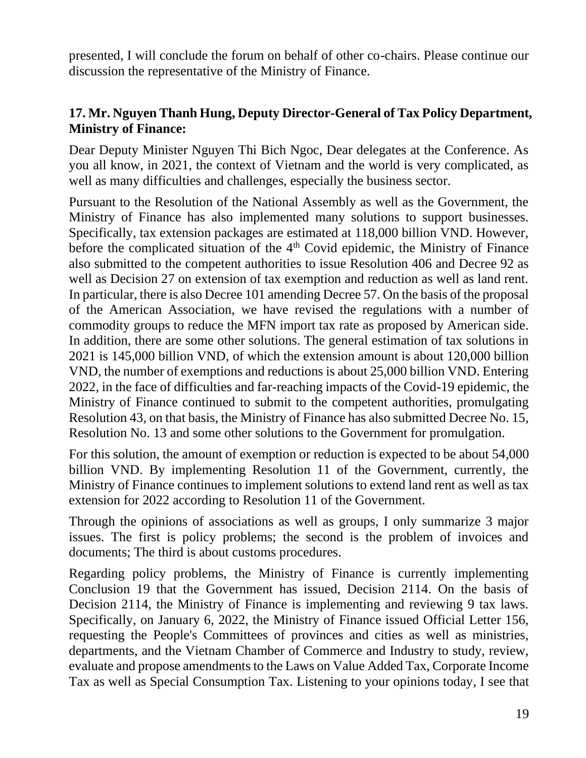presented, I will conclude the forum on behalf of other co-chairs. Please continue our discussion the representative of the Ministry of Finance.

**17. Mr. Nguyen Thanh Hung, Deputy Director-General of Tax Policy Department, Ministry of Finance:**

Dear Deputy Minister Nguyen Thi Bich Ngoc, Dear delegates at the Conference. As you all know, in 2021, the context of Vietnam and the world is very complicated, as well as many difficulties and challenges, especially the business sector.

Pursuant to the Resolution of the National Assembly as well as the Government, the Ministry of Finance has also implemented many solutions to support businesses. Specifically, tax extension packages are estimated at 118,000 billion VND. However, before the complicated situation of the 4th Covid epidemic, the Ministry of Finance also submitted to the competent authorities to issue Resolution 406 and Decree 92 as well as Decision 27 on extension of tax exemption and reduction as well as land rent. In particular, there is also Decree 101 amending Decree 57. On the basis of the proposal of the American Association, we have revised the regulations with a number of commodity groups to reduce the MFN import tax rate as proposed by American side. In addition, there are some other solutions. The general estimation of tax solutions in 2021 is 145,000 billion VND, of which the extension amount is about 120,000 billion VND, the number of exemptions and reductions is about 25,000 billion VND. Entering 2022, in the face of difficulties and far-reaching impacts of the Covid-19 epidemic, the Ministry of Finance continued to submit to the competent authorities, promulgating Resolution 43, on that basis, the Ministry of Finance has also submitted Decree No. 15, Resolution No. 13 and some other solutions to the Government for promulgation.

For this solution, the amount of exemption or reduction is expected to be about 54,000 billion VND. By implementing Resolution 11 of the Government, currently, the Ministry of Finance continues to implement solutions to extend land rent as well as tax extension for 2022 according to Resolution 11 of the Government.

Through the opinions of associations as well as groups, I only summarize 3 major issues. The first is policy problems; the second is the problem of invoices and documents; The third is about customs procedures.

Regarding policy problems, the Ministry of Finance is currently implementing Conclusion 19 that the Government has issued, Decision 2114. On the basis of Decision 2114, the Ministry of Finance is implementing and reviewing 9 tax laws. Specifically, on January 6, 2022, the Ministry of Finance issued Official Letter 156, requesting the People's Committees of provinces and cities as well as ministries, departments, and the Vietnam Chamber of Commerce and Industry to study, review, evaluate and propose amendments to the Laws on Value Added Tax, Corporate Income Tax as well as Special Consumption Tax. Listening to your opinions today, I see that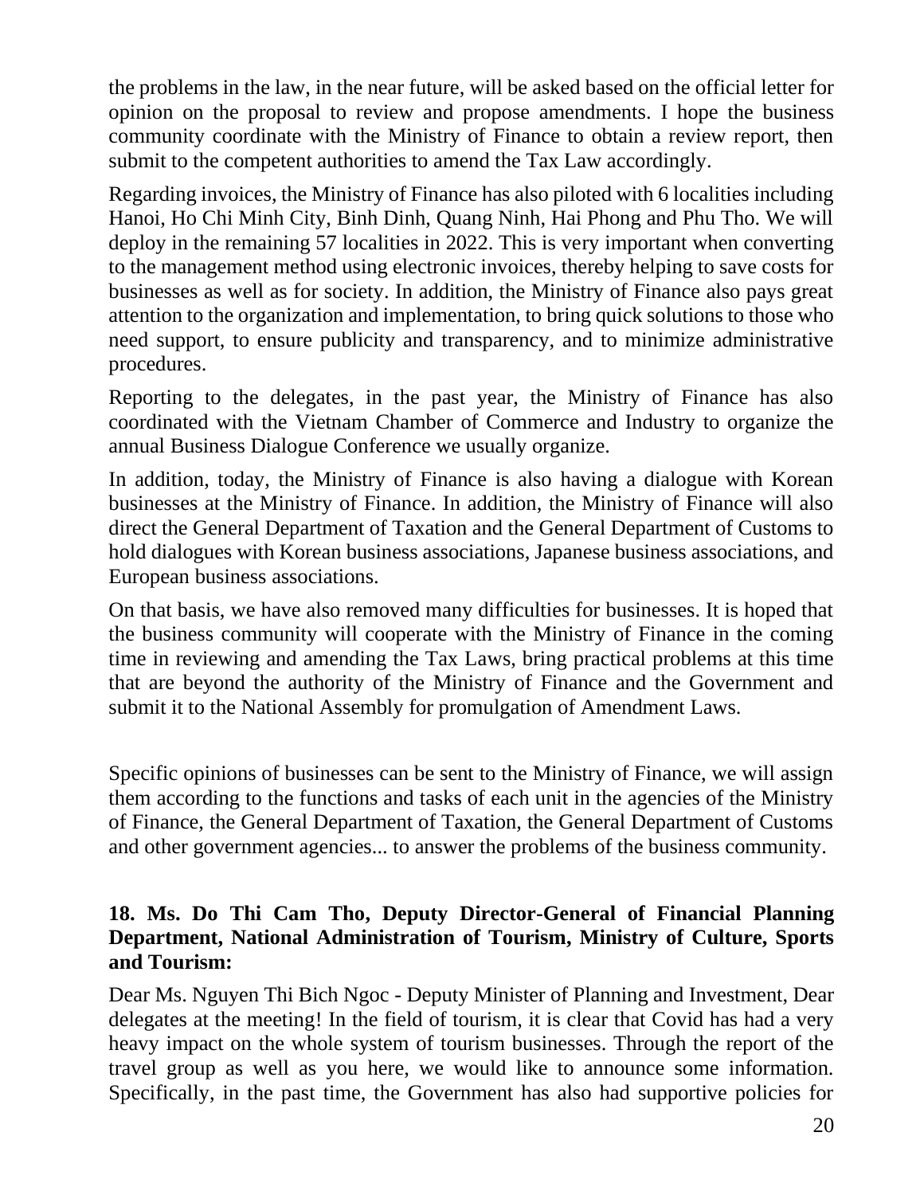the problems in the law, in the near future, will be asked based on the official letter for opinion on the proposal to review and propose amendments. I hope the business community coordinate with the Ministry of Finance to obtain a review report, then submit to the competent authorities to amend the Tax Law accordingly.

Regarding invoices, the Ministry of Finance has also piloted with 6 localities including Hanoi, Ho Chi Minh City, Binh Dinh, Quang Ninh, Hai Phong and Phu Tho. We will deploy in the remaining 57 localities in 2022. This is very important when converting to the management method using electronic invoices, thereby helping to save costs for businesses as well as for society. In addition, the Ministry of Finance also pays great attention to the organization and implementation, to bring quick solutions to those who need support, to ensure publicity and transparency, and to minimize administrative procedures.

Reporting to the delegates, in the past year, the Ministry of Finance has also coordinated with the Vietnam Chamber of Commerce and Industry to organize the annual Business Dialogue Conference we usually organize.

In addition, today, the Ministry of Finance is also having a dialogue with Korean businesses at the Ministry of Finance. In addition, the Ministry of Finance will also direct the General Department of Taxation and the General Department of Customs to hold dialogues with Korean business associations, Japanese business associations, and European business associations.

On that basis, we have also removed many difficulties for businesses. It is hoped that the business community will cooperate with the Ministry of Finance in the coming time in reviewing and amending the Tax Laws, bring practical problems at this time that are beyond the authority of the Ministry of Finance and the Government and submit it to the National Assembly for promulgation of Amendment Laws.

Specific opinions of businesses can be sent to the Ministry of Finance, we will assign them according to the functions and tasks of each unit in the agencies of the Ministry of Finance, the General Department of Taxation, the General Department of Customs and other government agencies... to answer the problems of the business community.

**18. Ms. Do Thi Cam Tho, Deputy Director-General of Financial Planning Department, National Administration of Tourism, Ministry of Culture, Sports and Tourism:**

Dear Ms. Nguyen Thi Bich Ngoc - Deputy Minister of Planning and Investment, Dear delegates at the meeting! In the field of tourism, it is clear that Covid has had a very heavy impact on the whole system of tourism businesses. Through the report of the travel group as well as you here, we would like to announce some information. Specifically, in the past time, the Government has also had supportive policies for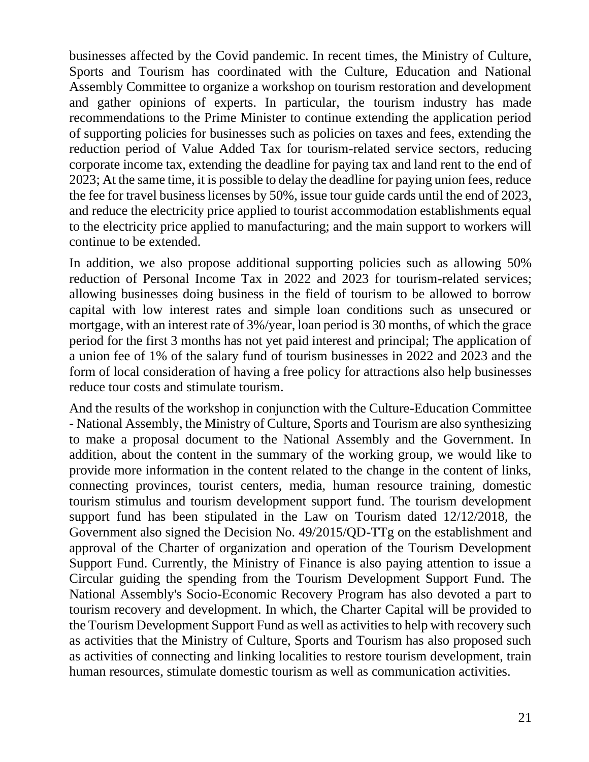businesses affected by the Covid pandemic. In recent times, the Ministry of Culture, Sports and Tourism has coordinated with the Culture, Education and National Assembly Committee to organize a workshop on tourism restoration and development and gather opinions of experts. In particular, the tourism industry has made recommendations to the Prime Minister to continue extending the application period of supporting policies for businesses such as policies on taxes and fees, extending the reduction period of Value Added Tax for tourism-related service sectors, reducing corporate income tax, extending the deadline for paying tax and land rent to the end of 2023; At the same time, it is possible to delay the deadline for paying union fees, reduce the fee for travel business licenses by 50%, issue tour guide cards until the end of 2023, and reduce the electricity price applied to tourist accommodation establishments equal to the electricity price applied to manufacturing; and the main support to workers will continue to be extended.

In addition, we also propose additional supporting policies such as allowing 50% reduction of Personal Income Tax in 2022 and 2023 for tourism-related services; allowing businesses doing business in the field of tourism to be allowed to borrow capital with low interest rates and simple loan conditions such as unsecured or mortgage, with an interest rate of 3%/year, loan period is 30 months, of which the grace period for the first 3 months has not yet paid interest and principal; The application of a union fee of 1% of the salary fund of tourism businesses in 2022 and 2023 and the form of local consideration of having a free policy for attractions also help businesses reduce tour costs and stimulate tourism.

And the results of the workshop in conjunction with the Culture-Education Committee - National Assembly, the Ministry of Culture, Sports and Tourism are also synthesizing to make a proposal document to the National Assembly and the Government. In addition, about the content in the summary of the working group, we would like to provide more information in the content related to the change in the content of links, connecting provinces, tourist centers, media, human resource training, domestic tourism stimulus and tourism development support fund. The tourism development support fund has been stipulated in the Law on Tourism dated 12/12/2018, the Government also signed the Decision No. 49/2015/QD-TTg on the establishment and approval of the Charter of organization and operation of the Tourism Development Support Fund. Currently, the Ministry of Finance is also paying attention to issue a Circular guiding the spending from the Tourism Development Support Fund. The National Assembly's Socio-Economic Recovery Program has also devoted a part to tourism recovery and development. In which, the Charter Capital will be provided to the Tourism Development Support Fund as well as activities to help with recovery such as activities that the Ministry of Culture, Sports and Tourism has also proposed such as activities of connecting and linking localities to restore tourism development, train human resources, stimulate domestic tourism as well as communication activities.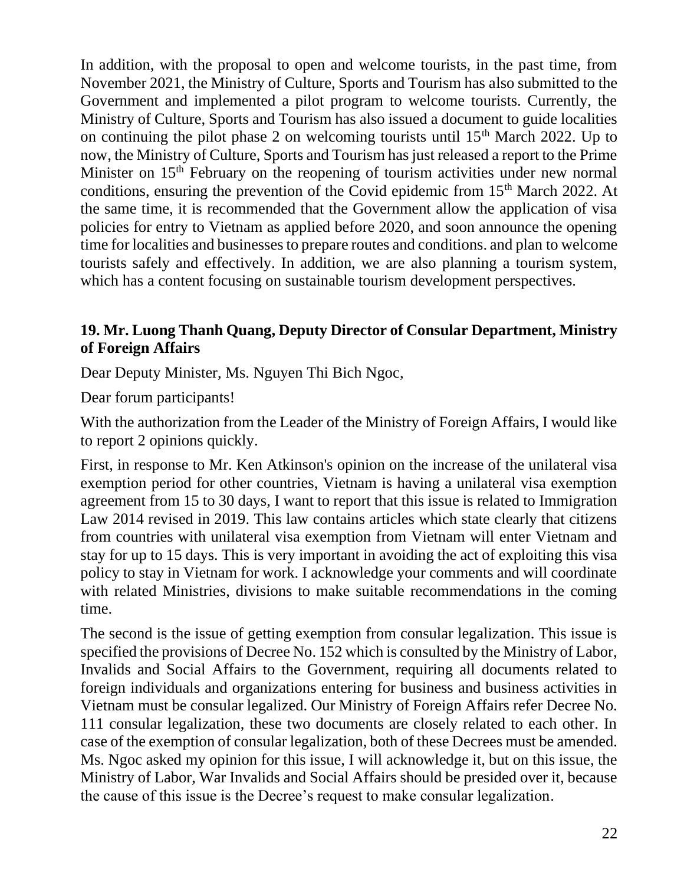In addition, with the proposal to open and welcome tourists, in the past time, from November 2021, the Ministry of Culture, Sports and Tourism has also submitted to the Government and implemented a pilot program to welcome tourists. Currently, the Ministry of Culture, Sports and Tourism has also issued a document to guide localities on continuing the pilot phase 2 on welcoming tourists until 15th March 2022. Up to now, the Ministry of Culture, Sports and Tourism has just released a report to the Prime Minister on 15th February on the reopening of tourism activities under new normal conditions, ensuring the prevention of the Covid epidemic from 15th March 2022. At the same time, it is recommended that the Government allow the application of visa policies for entry to Vietnam as applied before 2020, and soon announce the opening time for localities and businesses to prepare routes and conditions. and plan to welcome tourists safely and effectively. In addition, we are also planning a tourism system, which has a content focusing on sustainable tourism development perspectives.

**19. Mr. Luong Thanh Quang, Deputy Director of Consular Department, Ministry of Foreign Affairs**

Dear Deputy Minister, Ms. Nguyen Thi Bich Ngoc,

Dear forum participants!

With the authorization from the Leader of the Ministry of Foreign Affairs, I would like to report 2 opinions quickly.

First, in response to Mr. Ken Atkinson's opinion on the increase of the unilateral visa exemption period for other countries, Vietnam is having a unilateral visa exemption agreement from 15 to 30 days, I want to report that this issue is related to Immigration Law 2014 revised in 2019. This law contains articles which state clearly that citizens from countries with unilateral visa exemption from Vietnam will enter Vietnam and stay for up to 15 days. This is very important in avoiding the act of exploiting this visa policy to stay in Vietnam for work. I acknowledge your comments and will coordinate with related Ministries, divisions to make suitable recommendations in the coming time.

The second is the issue of getting exemption from consular legalization. This issue is specified the provisions of Decree No. 152 which is consulted by the Ministry of Labor, Invalids and Social Affairs to the Government, requiring all documents related to foreign individuals and organizations entering for business and business activities in Vietnam must be consular legalized. Our Ministry of Foreign Affairs refer Decree No. 111 consular legalization, these two documents are closely related to each other. In case of the exemption of consular legalization, both of these Decrees must be amended. Ms. Ngoc asked my opinion for this issue, I will acknowledge it, but on this issue, the Ministry of Labor, War Invalids and Social Affairs should be presided over it, because the cause of this issue is the Decree's request to make consular legalization.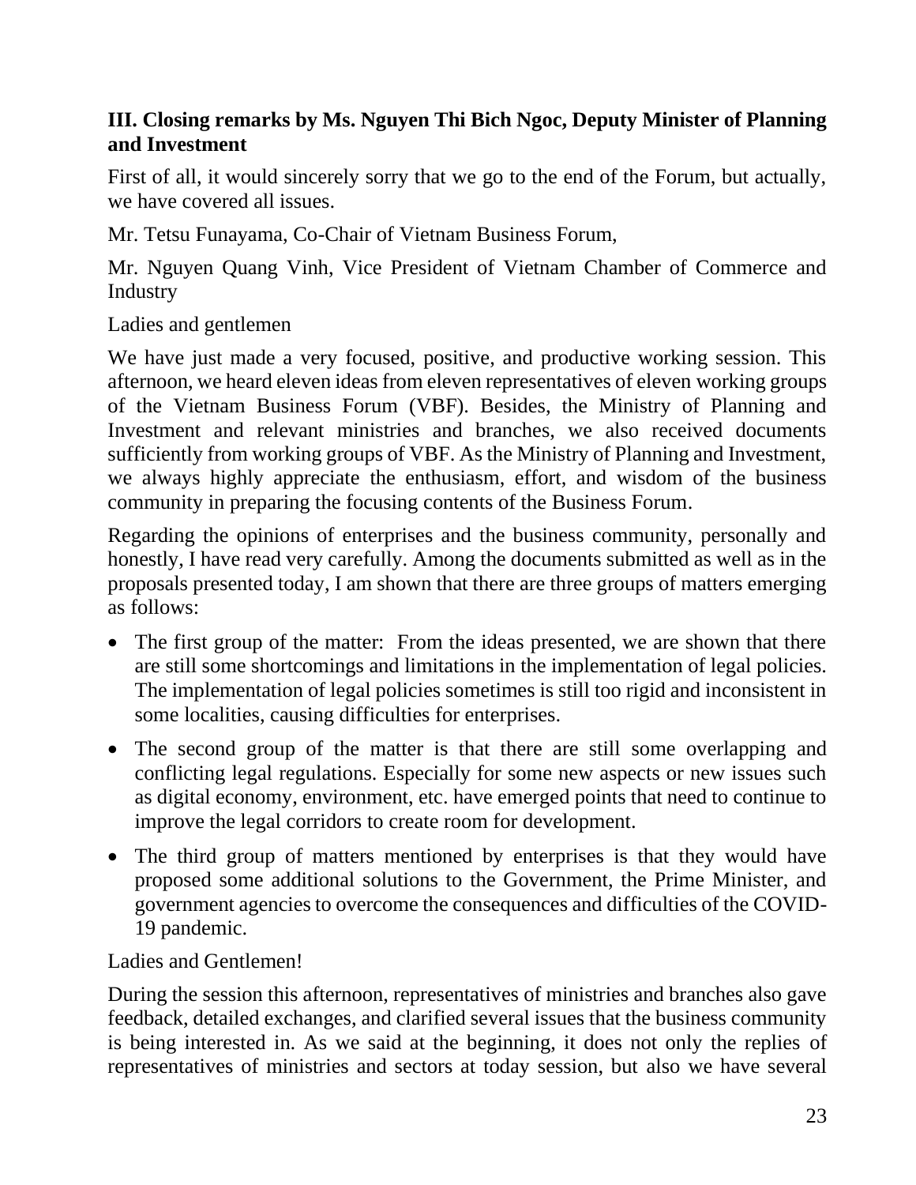### III. Closing remarks by Ms. Nguyen Thi Bich Ngoc, Deputy Minister of Planning and Investment

First of all, it would sincerely sorry that we go to the end of the Forum, but actually, we have covered all issues.

Mr. Tetsu Funayama, Co-Chair of Vietnam Business Forum,

Mr. Nguyen Quang Vinh, Vice President of Vietnam Chamber of Commerce and Industry

Ladies and gentlemen

We have just made a very focused, positive, and productive working session. This afternoon, we heard eleven ideas from eleven representatives of eleven working groups of the Vietnam Business Forum (VBF). Besides, the Ministry of Planning and Investment and relevant ministries and branches, we also received documents sufficiently from working groups of VBF. As the Ministry of Planning and Investment, we always highly appreciate the enthusiasm, effort, and wisdom of the business community in preparing the focusing contents of the Business Forum.

Regarding the opinions of enterprises and the business community, personally and honestly, I have read very carefully. Among the documents submitted as well as in the proposals presented today, I am shown that there are three groups of matters emerging as follows:

- The first group of the matter: From the ideas presented, we are shown that there are still some shortcomings and limitations in the implementation of legal policies. The implementation of legal policies sometimes is still too rigid and inconsistent in some localities, causing difficulties for enterprises.
- The second group of the matter is that there are still some overlapping and conflicting legal regulations. Especially for some new aspects or new issues such as digital economy, environment, etc. have emerged points that need to continue to improve the legal corridors to create room for development.
- The third group of matters mentioned by enterprises is that they would have proposed some additional solutions to the Government, the Prime Minister, and government agencies to overcome the consequences and difficulties of the COVID-19 pandemic.

Ladies and Gentlemen!

During the session this afternoon, representatives of ministries and branches also gave feedback, detailed exchanges, and clarified several issues that the business community is being interested in. As we said at the beginning, it does not only the replies of representatives of ministries and sectors at today session, but also we have several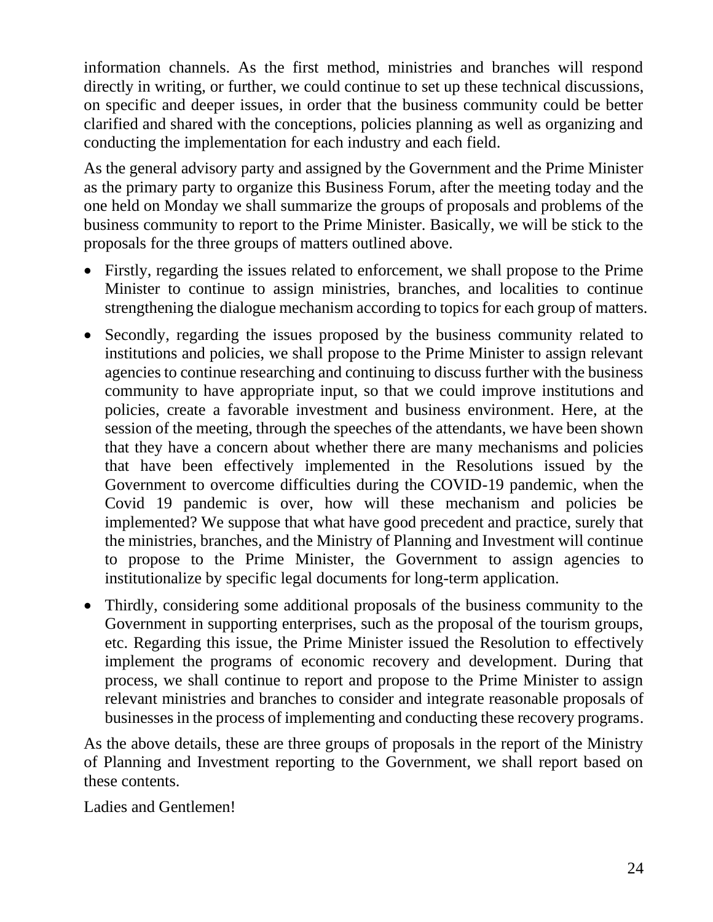information channels. As the first method, ministries and branches will respond directly in writing, or further, we could continue to set up these technical discussions, on specific and deeper issues, in order that the business community could be better clarified and shared with the conceptions, policies planning as well as organizing and conducting the implementation for each industry and each field.

As the general advisory party and assigned by the Government and the Prime Minister as the primary party to organize this Business Forum, after the meeting today and the one held on Monday we shall summarize the groups of proposals and problems of the business community to report to the Prime Minister. Basically, we will be stick to the proposals for the three groups of matters outlined above.

- Firstly, regarding the issues related to enforcement, we shall propose to the Prime Minister to continue to assign ministries, branches, and localities to continue strengthening the dialogue mechanism according to topics for each group of matters.
- Secondly, regarding the issues proposed by the business community related to institutions and policies, we shall propose to the Prime Minister to assign relevant agencies to continue researching and continuing to discuss further with the business community to have appropriate input, so that we could improve institutions and policies, create a favorable investment and business environment. Here, at the session of the meeting, through the speeches of the attendants, we have been shown that they have a concern about whether there are many mechanisms and policies that have been effectively implemented in the Resolutions issued by the Government to overcome difficulties during the COVID-19 pandemic, when the Covid 19 pandemic is over, how will these mechanism and policies be implemented? We suppose that what have good precedent and practice, surely that the ministries, branches, and the Ministry of Planning and Investment will continue to propose to the Prime Minister, the Government to assign agencies to institutionalize by specific legal documents for long-term application.
- Thirdly, considering some additional proposals of the business community to the Government in supporting enterprises, such as the proposal of the tourism groups, etc. Regarding this issue, the Prime Minister issued the Resolution to effectively implement the programs of economic recovery and development. During that process, we shall continue to report and propose to the Prime Minister to assign relevant ministries and branches to consider and integrate reasonable proposals of businesses in the process of implementing and conducting these recovery programs.

As the above details, these are three groups of proposals in the report of the Ministry of Planning and Investment reporting to the Government, we shall report based on these contents.

Ladies and Gentlemen!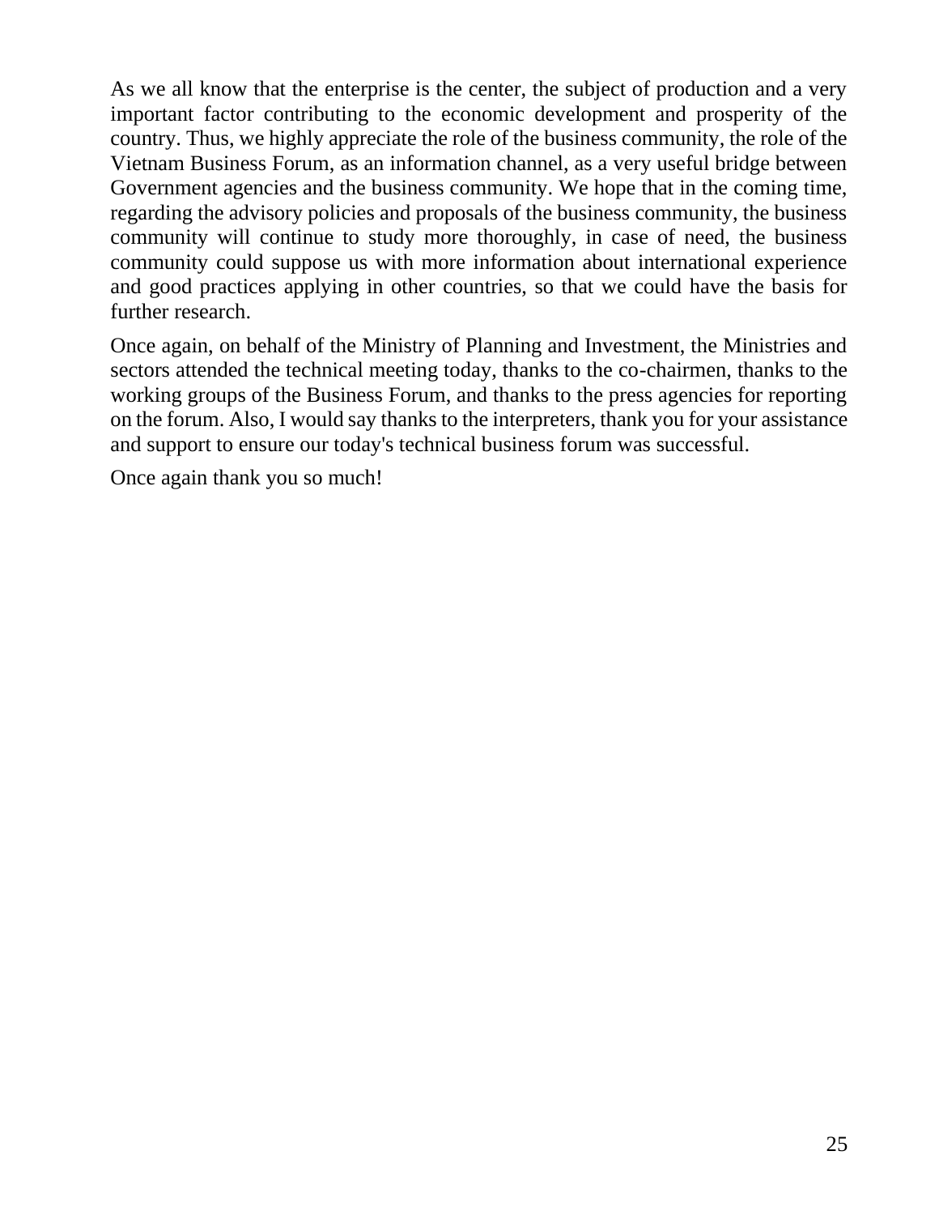As we all know that the enterprise is the center, the subject of production and a very important factor contributing to the economic development and prosperity of the country. Thus, we highly appreciate the role of the business community, the role of the Vietnam Business Forum, as an information channel, as a very useful bridge between Government agencies and the business community. We hope that in the coming time, regarding the advisory policies and proposals of the business community, the business community will continue to study more thoroughly, in case of need, the business community could suppose us with more information about international experience and good practices applying in other countries, so that we could have the basis for further research.

Once again, on behalf of the Ministry of Planning and Investment, the Ministries and sectors attended the technical meeting today, thanks to the co-chairmen, thanks to the working groups of the Business Forum, and thanks to the press agencies for reporting on the forum. Also, I would say thanks to the interpreters, thank you for your assistance and support to ensure our today's technical business forum was successful.

Once again thank you so much!